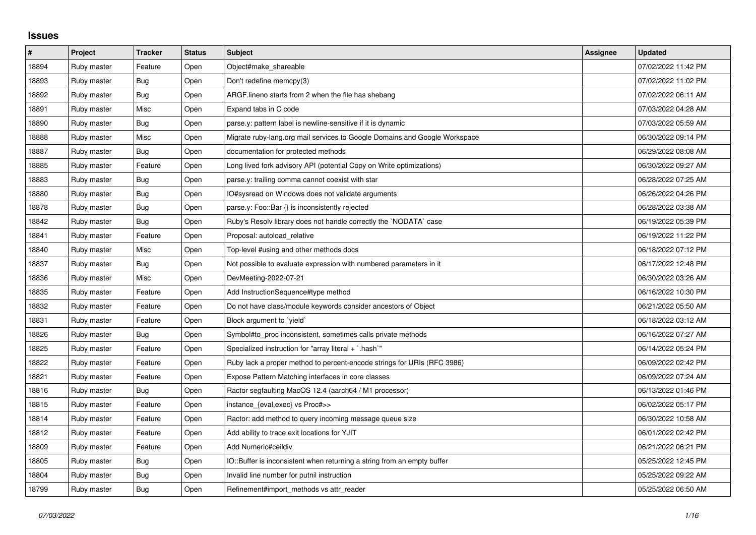# Issues

| # | Project | Tracker | Status | Subject | Assignee | Updated |
|---|---|---|---|---|---|---|
| 18894 | Ruby master | Feature | Open | Object#make_shareable | | 07/02/2022 11:42 PM |
| 18893 | Ruby master | Bug | Open | Don't redefine memcpy(3) | | 07/02/2022 11:02 PM |
| 18892 | Ruby master | Bug | Open | ARGF.lineno starts from 2 when the file has shebang | | 07/02/2022 06:11 AM |
| 18891 | Ruby master | Misc | Open | Expand tabs in C code | | 07/03/2022 04:28 AM |
| 18890 | Ruby master | Bug | Open | parse.y: pattern label is newline-sensitive if it is dynamic | | 07/03/2022 05:59 AM |
| 18888 | Ruby master | Misc | Open | Migrate ruby-lang.org mail services to Google Domains and Google Workspace | | 06/30/2022 09:14 PM |
| 18887 | Ruby master | Bug | Open | documentation for protected methods | | 06/29/2022 08:08 AM |
| 18885 | Ruby master | Feature | Open | Long lived fork advisory API (potential Copy on Write optimizations) | | 06/30/2022 09:27 AM |
| 18883 | Ruby master | Bug | Open | parse.y: trailing comma cannot coexist with star | | 06/28/2022 07:25 AM |
| 18880 | Ruby master | Bug | Open | IO#sysread on Windows does not validate arguments | | 06/26/2022 04:26 PM |
| 18878 | Ruby master | Bug | Open | parse.y: Foo::Bar {} is inconsistently rejected | | 06/28/2022 03:38 AM |
| 18842 | Ruby master | Bug | Open | Ruby's Resolv library does not handle correctly the `NODATA` case | | 06/19/2022 05:39 PM |
| 18841 | Ruby master | Feature | Open | Proposal: autoload_relative | | 06/19/2022 11:22 PM |
| 18840 | Ruby master | Misc | Open | Top-level #using and other methods docs | | 06/18/2022 07:12 PM |
| 18837 | Ruby master | Bug | Open | Not possible to evaluate expression with numbered parameters in it | | 06/17/2022 12:48 PM |
| 18836 | Ruby master | Misc | Open | DevMeeting-2022-07-21 | | 06/30/2022 03:26 AM |
| 18835 | Ruby master | Feature | Open | Add InstructionSequence#type method | | 06/16/2022 10:30 PM |
| 18832 | Ruby master | Feature | Open | Do not have class/module keywords consider ancestors of Object | | 06/21/2022 05:50 AM |
| 18831 | Ruby master | Feature | Open | Block argument to `yield` | | 06/18/2022 03:12 AM |
| 18826 | Ruby master | Bug | Open | Symbol#to_proc inconsistent, sometimes calls private methods | | 06/16/2022 07:27 AM |
| 18825 | Ruby master | Feature | Open | Specialized instruction for "array literal + `.hash`" | | 06/14/2022 05:24 PM |
| 18822 | Ruby master | Feature | Open | Ruby lack a proper method to percent-encode strings for URIs (RFC 3986) | | 06/09/2022 02:42 PM |
| 18821 | Ruby master | Feature | Open | Expose Pattern Matching interfaces in core classes | | 06/09/2022 07:24 AM |
| 18816 | Ruby master | Bug | Open | Ractor segfaulting MacOS 12.4 (aarch64 / M1 processor) | | 06/13/2022 01:46 PM |
| 18815 | Ruby master | Feature | Open | instance_{eval,exec} vs Proc#>> | | 06/02/2022 05:17 PM |
| 18814 | Ruby master | Feature | Open | Ractor: add method to query incoming message queue size | | 06/30/2022 10:58 AM |
| 18812 | Ruby master | Feature | Open | Add ability to trace exit locations for YJIT | | 06/01/2022 02:42 PM |
| 18809 | Ruby master | Feature | Open | Add Numeric#ceildiv | | 06/21/2022 06:21 PM |
| 18805 | Ruby master | Bug | Open | IO::Buffer is inconsistent when returning a string from an empty buffer | | 05/25/2022 12:45 PM |
| 18804 | Ruby master | Bug | Open | Invalid line number for putnil instruction | | 05/25/2022 09:22 AM |
| 18799 | Ruby master | Bug | Open | Refinement#import_methods vs attr_reader | | 05/25/2022 06:50 AM |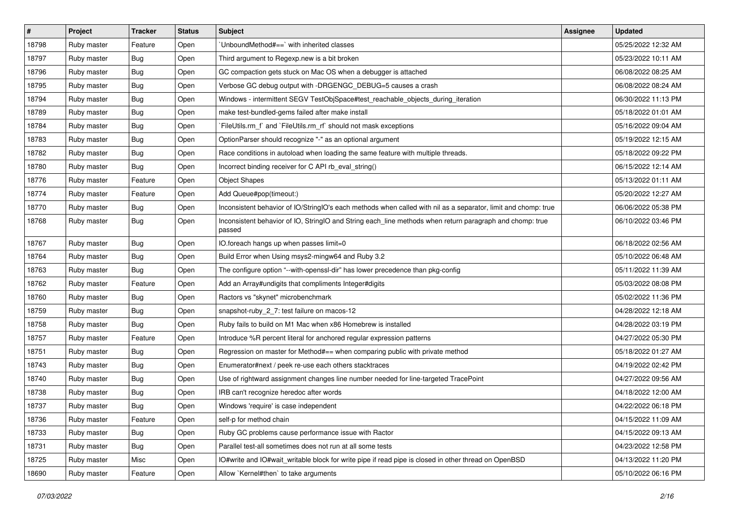| # | Project | Tracker | Status | Subject | Assignee | Updated |
|---|---|---|---|---|---|---|
| 18798 | Ruby master | Feature | Open | `UnboundMethod#==` with inherited classes | | 05/25/2022 12:32 AM |
| 18797 | Ruby master | Bug | Open | Third argument to Regexp.new is a bit broken | | 05/23/2022 10:11 AM |
| 18796 | Ruby master | Bug | Open | GC compaction gets stuck on Mac OS when a debugger is attached | | 06/08/2022 08:25 AM |
| 18795 | Ruby master | Bug | Open | Verbose GC debug output with -DRGENGC_DEBUG=5 causes a crash | | 06/08/2022 08:24 AM |
| 18794 | Ruby master | Bug | Open | Windows - intermittent SEGV TestObjSpace#test_reachable_objects_during_iteration | | 06/30/2022 11:13 PM |
| 18789 | Ruby master | Bug | Open | make test-bundled-gems failed after make install | | 05/18/2022 01:01 AM |
| 18784 | Ruby master | Bug | Open | `FileUtils.rm_f` and `FileUtils.rm_rf` should not mask exceptions | | 05/16/2022 09:04 AM |
| 18783 | Ruby master | Bug | Open | OptionParser should recognize "-" as an optional argument | | 05/19/2022 12:15 AM |
| 18782 | Ruby master | Bug | Open | Race conditions in autoload when loading the same feature with multiple threads. | | 05/18/2022 09:22 PM |
| 18780 | Ruby master | Bug | Open | Incorrect binding receiver for C API rb_eval_string() | | 06/15/2022 12:14 AM |
| 18776 | Ruby master | Feature | Open | Object Shapes | | 05/13/2022 01:11 AM |
| 18774 | Ruby master | Feature | Open | Add Queue#pop(timeout:) | | 05/20/2022 12:27 AM |
| 18770 | Ruby master | Bug | Open | Inconsistent behavior of IO/StringIO's each methods when called with nil as a separator, limit and chomp: true | | 06/06/2022 05:38 PM |
| 18768 | Ruby master | Bug | Open | Inconsistent behavior of IO, StringIO and String each_line methods when return paragraph and chomp: true passed | | 06/10/2022 03:46 PM |
| 18767 | Ruby master | Bug | Open | IO.foreach hangs up when passes limit=0 | | 06/18/2022 02:56 AM |
| 18764 | Ruby master | Bug | Open | Build Error when Using msys2-mingw64 and Ruby 3.2 | | 05/10/2022 06:48 AM |
| 18763 | Ruby master | Bug | Open | The configure option "--with-openssl-dir" has lower precedence than pkg-config | | 05/11/2022 11:39 AM |
| 18762 | Ruby master | Feature | Open | Add an Array#undigits that compliments Integer#digits | | 05/03/2022 08:08 PM |
| 18760 | Ruby master | Bug | Open | Ractors vs "skynet" microbenchmark | | 05/02/2022 11:36 PM |
| 18759 | Ruby master | Bug | Open | snapshot-ruby_2_7: test failure on macos-12 | | 04/28/2022 12:18 AM |
| 18758 | Ruby master | Bug | Open | Ruby fails to build on M1 Mac when x86 Homebrew is installed | | 04/28/2022 03:19 PM |
| 18757 | Ruby master | Feature | Open | Introduce %R percent literal for anchored regular expression patterns | | 04/27/2022 05:30 PM |
| 18751 | Ruby master | Bug | Open | Regression on master for Method#== when comparing public with private method | | 05/18/2022 01:27 AM |
| 18743 | Ruby master | Bug | Open | Enumerator#next / peek re-use each others stacktraces | | 04/19/2022 02:42 PM |
| 18740 | Ruby master | Bug | Open | Use of rightward assignment changes line number needed for line-targeted TracePoint | | 04/27/2022 09:56 AM |
| 18738 | Ruby master | Bug | Open | IRB can't recognize heredoc after words | | 04/18/2022 12:00 AM |
| 18737 | Ruby master | Bug | Open | Windows 'require' is case independent | | 04/22/2022 06:18 PM |
| 18736 | Ruby master | Feature | Open | self-p for method chain | | 04/15/2022 11:09 AM |
| 18733 | Ruby master | Bug | Open | Ruby GC problems cause performance issue with Ractor | | 04/15/2022 09:13 AM |
| 18731 | Ruby master | Bug | Open | Parallel test-all sometimes does not run at all some tests | | 04/23/2022 12:58 PM |
| 18725 | Ruby master | Misc | Open | IO#write and IO#wait_writable block for write pipe if read pipe is closed in other thread on OpenBSD | | 04/13/2022 11:20 PM |
| 18690 | Ruby master | Feature | Open | Allow `Kernel#then` to take arguments | | 05/10/2022 06:16 PM |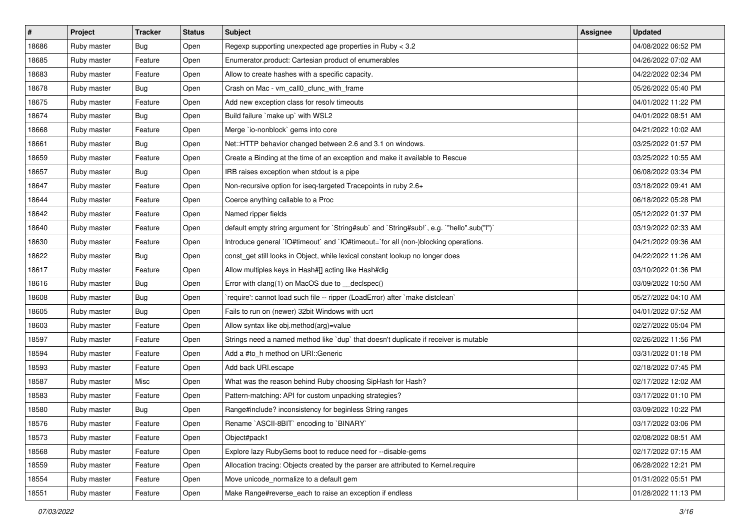| # | Project | Tracker | Status | Subject | Assignee | Updated |
|---|---|---|---|---|---|---|
| 18686 | Ruby master | Bug | Open | Regexp supporting unexpected age properties in Ruby < 3.2 | | 04/08/2022 06:52 PM |
| 18685 | Ruby master | Feature | Open | Enumerator.product: Cartesian product of enumerables | | 04/26/2022 07:02 AM |
| 18683 | Ruby master | Feature | Open | Allow to create hashes with a specific capacity. | | 04/22/2022 02:34 PM |
| 18678 | Ruby master | Bug | Open | Crash on Mac - vm_call0_cfunc_with_frame | | 05/26/2022 05:40 PM |
| 18675 | Ruby master | Feature | Open | Add new exception class for resolv timeouts | | 04/01/2022 11:22 PM |
| 18674 | Ruby master | Bug | Open | Build failure `make up` with WSL2 | | 04/01/2022 08:51 AM |
| 18668 | Ruby master | Feature | Open | Merge `io-nonblock` gems into core | | 04/21/2022 10:02 AM |
| 18661 | Ruby master | Bug | Open | Net::HTTP behavior changed between 2.6 and 3.1 on windows. | | 03/25/2022 01:57 PM |
| 18659 | Ruby master | Feature | Open | Create a Binding at the time of an exception and make it available to Rescue | | 03/25/2022 10:55 AM |
| 18657 | Ruby master | Bug | Open | IRB raises exception when stdout is a pipe | | 06/08/2022 03:34 PM |
| 18647 | Ruby master | Feature | Open | Non-recursive option for iseq-targeted Tracepoints in ruby 2.6+ | | 03/18/2022 09:41 AM |
| 18644 | Ruby master | Feature | Open | Coerce anything callable to a Proc | | 06/18/2022 05:28 PM |
| 18642 | Ruby master | Feature | Open | Named ripper fields | | 05/12/2022 01:37 PM |
| 18640 | Ruby master | Feature | Open | default empty string argument for `String#sub` and `String#sub!`, e.g. `"hello".sub("l")` | | 03/19/2022 02:33 AM |
| 18630 | Ruby master | Feature | Open | Introduce general `IO#timeout` and `IO#timeout=`for all (non-)blocking operations. | | 04/21/2022 09:36 AM |
| 18622 | Ruby master | Bug | Open | const_get still looks in Object, while lexical constant lookup no longer does | | 04/22/2022 11:26 AM |
| 18617 | Ruby master | Feature | Open | Allow multiples keys in Hash#[] acting like Hash#dig | | 03/10/2022 01:36 PM |
| 18616 | Ruby master | Bug | Open | Error with clang(1) on MacOS due to __declspec() | | 03/09/2022 10:50 AM |
| 18608 | Ruby master | Bug | Open | `require': cannot load such file -- ripper (LoadError) after `make distclean` | | 05/27/2022 04:10 AM |
| 18605 | Ruby master | Bug | Open | Fails to run on (newer) 32bit Windows with ucrt | | 04/01/2022 07:52 AM |
| 18603 | Ruby master | Feature | Open | Allow syntax like obj.method(arg)=value | | 02/27/2022 05:04 PM |
| 18597 | Ruby master | Feature | Open | Strings need a named method like `dup` that doesn't duplicate if receiver is mutable | | 02/26/2022 11:56 PM |
| 18594 | Ruby master | Feature | Open | Add a #to_h method on URI::Generic | | 03/31/2022 01:18 PM |
| 18593 | Ruby master | Feature | Open | Add back URI.escape | | 02/18/2022 07:45 PM |
| 18587 | Ruby master | Misc | Open | What was the reason behind Ruby choosing SipHash for Hash? | | 02/17/2022 12:02 AM |
| 18583 | Ruby master | Feature | Open | Pattern-matching: API for custom unpacking strategies? | | 03/17/2022 01:10 PM |
| 18580 | Ruby master | Bug | Open | Range#include? inconsistency for beginless String ranges | | 03/09/2022 10:22 PM |
| 18576 | Ruby master | Feature | Open | Rename `ASCII-8BIT` encoding to `BINARY` | | 03/17/2022 03:06 PM |
| 18573 | Ruby master | Feature | Open | Object#pack1 | | 02/08/2022 08:51 AM |
| 18568 | Ruby master | Feature | Open | Explore lazy RubyGems boot to reduce need for --disable-gems | | 02/17/2022 07:15 AM |
| 18559 | Ruby master | Feature | Open | Allocation tracing: Objects created by the parser are attributed to Kernel.require | | 06/28/2022 12:21 PM |
| 18554 | Ruby master | Feature | Open | Move unicode_normalize to a default gem | | 01/31/2022 05:51 PM |
| 18551 | Ruby master | Feature | Open | Make Range#reverse_each to raise an exception if endless | | 01/28/2022 11:13 PM |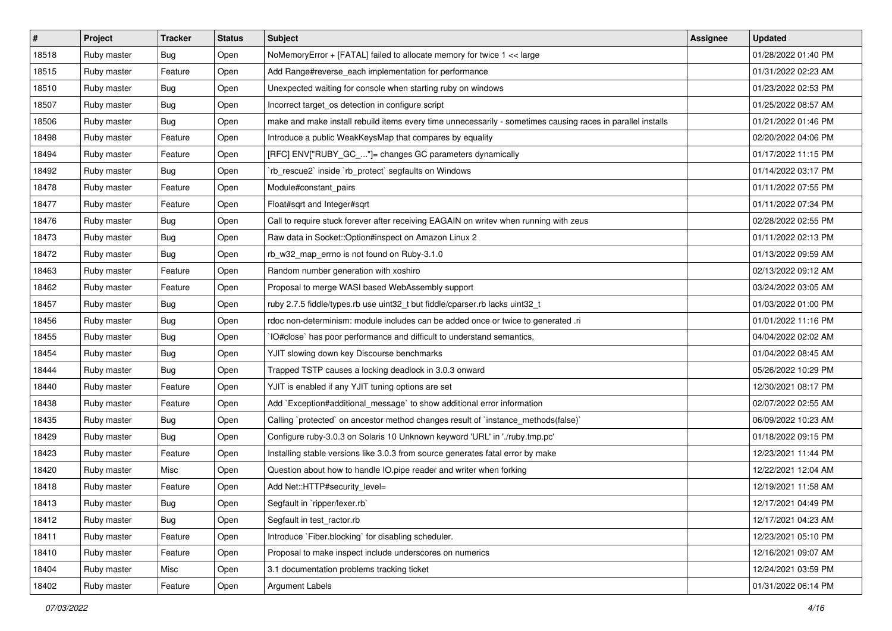| # | Project | Tracker | Status | Subject | Assignee | Updated |
|---|---|---|---|---|---|---|
| 18518 | Ruby master | Bug | Open | NoMemoryError + [FATAL] failed to allocate memory for twice 1 << large | | 01/28/2022 01:40 PM |
| 18515 | Ruby master | Feature | Open | Add Range#reverse_each implementation for performance | | 01/31/2022 02:23 AM |
| 18510 | Ruby master | Bug | Open | Unexpected waiting for console when starting ruby on windows | | 01/23/2022 02:53 PM |
| 18507 | Ruby master | Bug | Open | Incorrect target_os detection in configure script | | 01/25/2022 08:57 AM |
| 18506 | Ruby master | Bug | Open | make and make install rebuild items every time unnecessarily - sometimes causing races in parallel installs | | 01/21/2022 01:46 PM |
| 18498 | Ruby master | Feature | Open | Introduce a public WeakKeysMap that compares by equality | | 02/20/2022 04:06 PM |
| 18494 | Ruby master | Feature | Open | [RFC] ENV["RUBY_GC_..."]= changes GC parameters dynamically | | 01/17/2022 11:15 PM |
| 18492 | Ruby master | Bug | Open | `rb_rescue2` inside `rb_protect` segfaults on Windows | | 01/14/2022 03:17 PM |
| 18478 | Ruby master | Feature | Open | Module#constant_pairs | | 01/11/2022 07:55 PM |
| 18477 | Ruby master | Feature | Open | Float#sqrt and Integer#sqrt | | 01/11/2022 07:34 PM |
| 18476 | Ruby master | Bug | Open | Call to require stuck forever after receiving EAGAIN on writev when running with zeus | | 02/28/2022 02:55 PM |
| 18473 | Ruby master | Bug | Open | Raw data in Socket::Option#inspect on Amazon Linux 2 | | 01/11/2022 02:13 PM |
| 18472 | Ruby master | Bug | Open | rb_w32_map_errno is not found on Ruby-3.1.0 | | 01/13/2022 09:59 AM |
| 18463 | Ruby master | Feature | Open | Random number generation with xoshiro | | 02/13/2022 09:12 AM |
| 18462 | Ruby master | Feature | Open | Proposal to merge WASI based WebAssembly support | | 03/24/2022 03:05 AM |
| 18457 | Ruby master | Bug | Open | ruby 2.7.5 fiddle/types.rb use uint32_t but fiddle/cparser.rb lacks uint32_t | | 01/03/2022 01:00 PM |
| 18456 | Ruby master | Bug | Open | rdoc non-determinism: module includes can be added once or twice to generated .ri | | 01/01/2022 11:16 PM |
| 18455 | Ruby master | Bug | Open | `IO#close` has poor performance and difficult to understand semantics. | | 04/04/2022 02:02 AM |
| 18454 | Ruby master | Bug | Open | YJIT slowing down key Discourse benchmarks | | 01/04/2022 08:45 AM |
| 18444 | Ruby master | Bug | Open | Trapped TSTP causes a locking deadlock in 3.0.3 onward | | 05/26/2022 10:29 PM |
| 18440 | Ruby master | Feature | Open | YJIT is enabled if any YJIT tuning options are set | | 12/30/2021 08:17 PM |
| 18438 | Ruby master | Feature | Open | Add `Exception#additional_message` to show additional error information | | 02/07/2022 02:55 AM |
| 18435 | Ruby master | Bug | Open | Calling `protected` on ancestor method changes result of `instance_methods(false)` | | 06/09/2022 10:23 AM |
| 18429 | Ruby master | Bug | Open | Configure ruby-3.0.3 on Solaris 10 Unknown keyword 'URL' in './ruby.tmp.pc' | | 01/18/2022 09:15 PM |
| 18423 | Ruby master | Feature | Open | Installing stable versions like 3.0.3 from source generates fatal error by make | | 12/23/2021 11:44 PM |
| 18420 | Ruby master | Misc | Open | Question about how to handle IO.pipe reader and writer when forking | | 12/22/2021 12:04 AM |
| 18418 | Ruby master | Feature | Open | Add Net::HTTP#security_level= | | 12/19/2021 11:58 AM |
| 18413 | Ruby master | Bug | Open | Segfault in `ripper/lexer.rb` | | 12/17/2021 04:49 PM |
| 18412 | Ruby master | Bug | Open | Segfault in test_ractor.rb | | 12/17/2021 04:23 AM |
| 18411 | Ruby master | Feature | Open | Introduce `Fiber.blocking` for disabling scheduler. | | 12/23/2021 05:10 PM |
| 18410 | Ruby master | Feature | Open | Proposal to make inspect include underscores on numerics | | 12/16/2021 09:07 AM |
| 18404 | Ruby master | Misc | Open | 3.1 documentation problems tracking ticket | | 12/24/2021 03:59 PM |
| 18402 | Ruby master | Feature | Open | Argument Labels | | 01/31/2022 06:14 PM |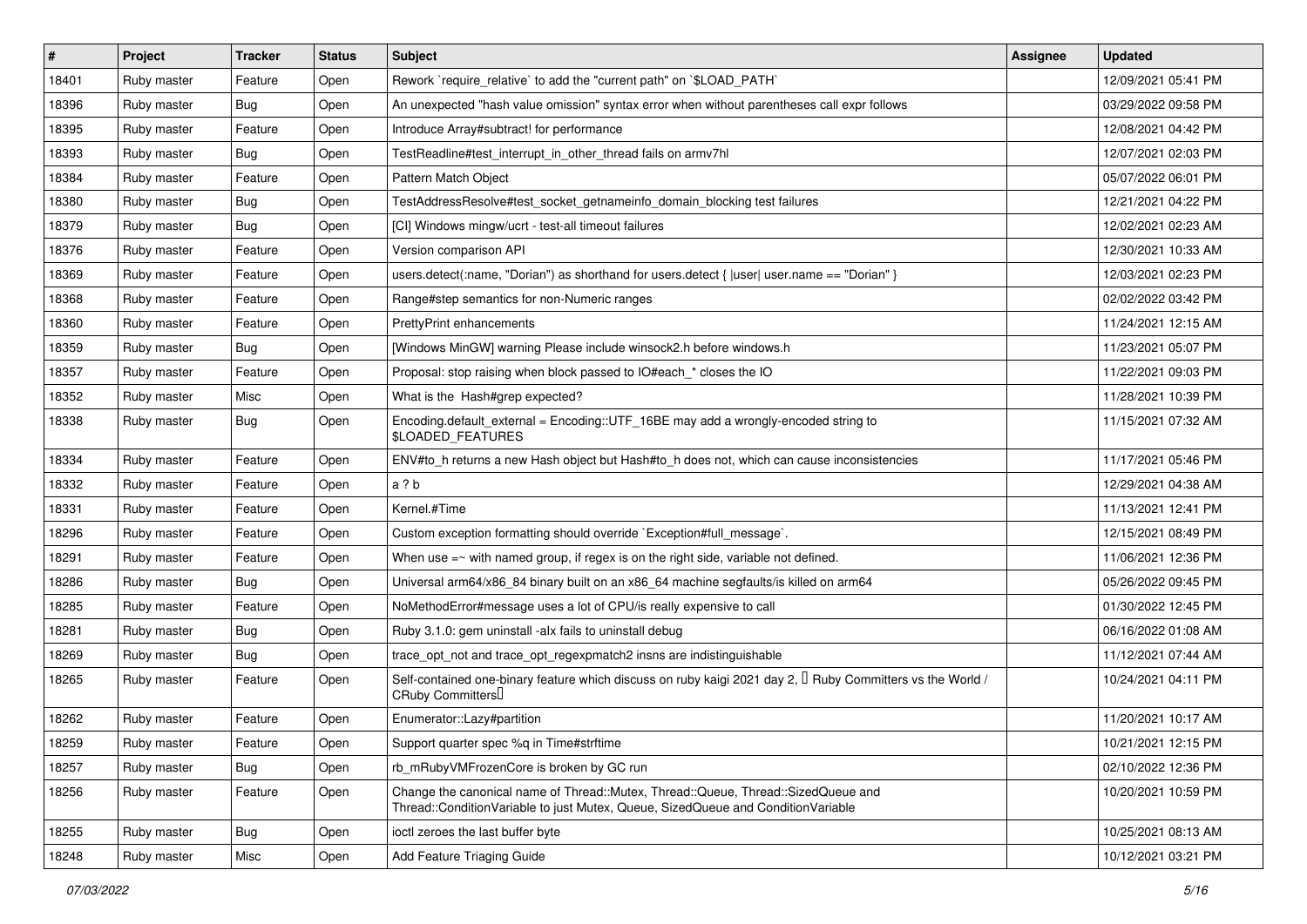| # | Project | Tracker | Status | Subject | Assignee | Updated |
|---|---|---|---|---|---|---|
| 18401 | Ruby master | Feature | Open | Rework `require_relative` to add the "current path" on `$LOAD_PATH` | | 12/09/2021 05:41 PM |
| 18396 | Ruby master | Bug | Open | An unexpected "hash value omission" syntax error when without parentheses call expr follows | | 03/29/2022 09:58 PM |
| 18395 | Ruby master | Feature | Open | Introduce Array#subtract! for performance | | 12/08/2021 04:42 PM |
| 18393 | Ruby master | Bug | Open | TestReadline#test_interrupt_in_other_thread fails on armv7hl | | 12/07/2021 02:03 PM |
| 18384 | Ruby master | Feature | Open | Pattern Match Object | | 05/07/2022 06:01 PM |
| 18380 | Ruby master | Bug | Open | TestAddressResolve#test_socket_getnameinfo_domain_blocking test failures | | 12/21/2021 04:22 PM |
| 18379 | Ruby master | Bug | Open | [CI] Windows mingw/ucrt - test-all timeout failures | | 12/02/2021 02:23 AM |
| 18376 | Ruby master | Feature | Open | Version comparison API | | 12/30/2021 10:33 AM |
| 18369 | Ruby master | Feature | Open | users.detect(:name, "Dorian") as shorthand for users.detect { \|user\| user.name == "Dorian" } | | 12/03/2021 02:23 PM |
| 18368 | Ruby master | Feature | Open | Range#step semantics for non-Numeric ranges | | 02/02/2022 03:42 PM |
| 18360 | Ruby master | Feature | Open | PrettyPrint enhancements | | 11/24/2021 12:15 AM |
| 18359 | Ruby master | Bug | Open | [Windows MinGW] warning Please include winsock2.h before windows.h | | 11/23/2021 05:07 PM |
| 18357 | Ruby master | Feature | Open | Proposal: stop raising when block passed to IO#each_* closes the IO | | 11/22/2021 09:03 PM |
| 18352 | Ruby master | Misc | Open | What is the Hash#grep expected? | | 11/28/2021 10:39 PM |
| 18338 | Ruby master | Bug | Open | Encoding.default_external = Encoding::UTF_16BE may add a wrongly-encoded string to $LOADED_FEATURES | | 11/15/2021 07:32 AM |
| 18334 | Ruby master | Feature | Open | ENV#to_h returns a new Hash object but Hash#to_h does not, which can cause inconsistencies | | 11/17/2021 05:46 PM |
| 18332 | Ruby master | Feature | Open | a ? b | | 12/29/2021 04:38 AM |
| 18331 | Ruby master | Feature | Open | Kernel.#Time | | 11/13/2021 12:41 PM |
| 18296 | Ruby master | Feature | Open | Custom exception formatting should override `Exception#full_message`. | | 12/15/2021 08:49 PM |
| 18291 | Ruby master | Feature | Open | When use =~ with named group, if regex is on the right side, variable not defined. | | 11/06/2021 12:36 PM |
| 18286 | Ruby master | Bug | Open | Universal arm64/x86_84 binary built on an x86_64 machine segfaults/is killed on arm64 | | 05/26/2022 09:45 PM |
| 18285 | Ruby master | Feature | Open | NoMethodError#message uses a lot of CPU/is really expensive to call | | 01/30/2022 12:45 PM |
| 18281 | Ruby master | Bug | Open | Ruby 3.1.0: gem uninstall -alx fails to uninstall debug | | 06/16/2022 01:08 AM |
| 18269 | Ruby master | Bug | Open | trace_opt_not and trace_opt_regexpmatch2 insns are indistinguishable | | 11/12/2021 07:44 AM |
| 18265 | Ruby master | Feature | Open | Self-contained one-binary feature which discuss on ruby kaigi 2021 day 2, 「Ruby Committers vs the World / CRuby Committers」 | | 10/24/2021 04:11 PM |
| 18262 | Ruby master | Feature | Open | Enumerator::Lazy#partition | | 11/20/2021 10:17 AM |
| 18259 | Ruby master | Feature | Open | Support quarter spec %q in Time#strftime | | 10/21/2021 12:15 PM |
| 18257 | Ruby master | Bug | Open | rb_mRubyVMFrozenCore is broken by GC run | | 02/10/2022 12:36 PM |
| 18256 | Ruby master | Feature | Open | Change the canonical name of Thread::Mutex, Thread::Queue, Thread::SizedQueue and Thread::ConditionVariable to just Mutex, Queue, SizedQueue and ConditionVariable | | 10/20/2021 10:59 PM |
| 18255 | Ruby master | Bug | Open | ioctl zeroes the last buffer byte | | 10/25/2021 08:13 AM |
| 18248 | Ruby master | Misc | Open | Add Feature Triaging Guide | | 10/12/2021 03:21 PM |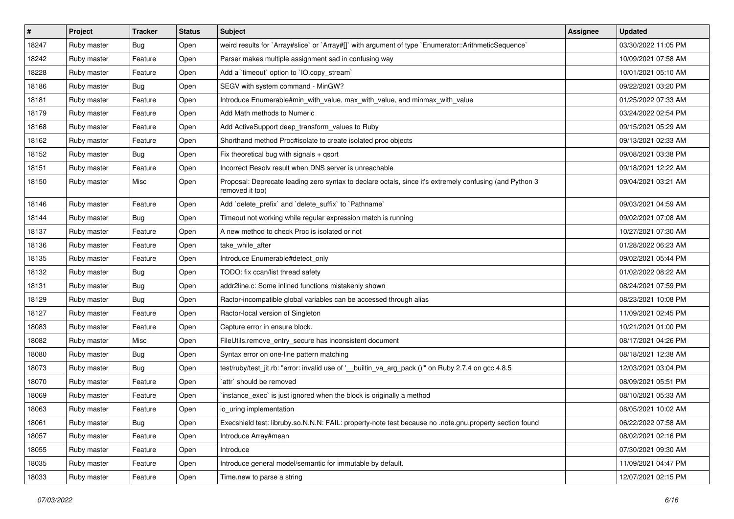| # | Project | Tracker | Status | Subject | Assignee | Updated |
|---|---|---|---|---|---|---|
| 18247 | Ruby master | Bug | Open | weird results for `Array#slice` or `Array#[]` with argument of type `Enumerator::ArithmeticSequence` | | 03/30/2022 11:05 PM |
| 18242 | Ruby master | Feature | Open | Parser makes multiple assignment sad in confusing way | | 10/09/2021 07:58 AM |
| 18228 | Ruby master | Feature | Open | Add a `timeout` option to `IO.copy_stream` | | 10/01/2021 05:10 AM |
| 18186 | Ruby master | Bug | Open | SEGV with system command - MinGW? | | 09/22/2021 03:20 PM |
| 18181 | Ruby master | Feature | Open | Introduce Enumerable#min_with_value, max_with_value, and minmax_with_value | | 01/25/2022 07:33 AM |
| 18179 | Ruby master | Feature | Open | Add Math methods to Numeric | | 03/24/2022 02:54 PM |
| 18168 | Ruby master | Feature | Open | Add ActiveSupport deep_transform_values to Ruby | | 09/15/2021 05:29 AM |
| 18162 | Ruby master | Feature | Open | Shorthand method Proc#isolate to create isolated proc objects | | 09/13/2021 02:33 AM |
| 18152 | Ruby master | Bug | Open | Fix theoretical bug with signals + qsort | | 09/08/2021 03:38 PM |
| 18151 | Ruby master | Feature | Open | Incorrect Resolv result when DNS server is unreachable | | 09/18/2021 12:22 AM |
| 18150 | Ruby master | Misc | Open | Proposal: Deprecate leading zero syntax to declare octals, since it's extremely confusing (and Python 3 removed it too) | | 09/04/2021 03:21 AM |
| 18146 | Ruby master | Feature | Open | Add `delete_prefix` and `delete_suffix` to `Pathname` | | 09/03/2021 04:59 AM |
| 18144 | Ruby master | Bug | Open | Timeout not working while regular expression match is running | | 09/02/2021 07:08 AM |
| 18137 | Ruby master | Feature | Open | A new method to check Proc is isolated or not | | 10/27/2021 07:30 AM |
| 18136 | Ruby master | Feature | Open | take_while_after | | 01/28/2022 06:23 AM |
| 18135 | Ruby master | Feature | Open | Introduce Enumerable#detect_only | | 09/02/2021 05:44 PM |
| 18132 | Ruby master | Bug | Open | TODO: fix ccan/list thread safety | | 01/02/2022 08:22 AM |
| 18131 | Ruby master | Bug | Open | addr2line.c: Some inlined functions mistakenly shown | | 08/24/2021 07:59 PM |
| 18129 | Ruby master | Bug | Open | Ractor-incompatible global variables can be accessed through alias | | 08/23/2021 10:08 PM |
| 18127 | Ruby master | Feature | Open | Ractor-local version of Singleton | | 11/09/2021 02:45 PM |
| 18083 | Ruby master | Feature | Open | Capture error in ensure block. | | 10/21/2021 01:00 PM |
| 18082 | Ruby master | Misc | Open | FileUtils.remove_entry_secure has inconsistent document | | 08/17/2021 04:26 PM |
| 18080 | Ruby master | Bug | Open | Syntax error on one-line pattern matching | | 08/18/2021 12:38 AM |
| 18073 | Ruby master | Bug | Open | test/ruby/test_jit.rb: "error: invalid use of '__builtin_va_arg_pack ()'" on Ruby 2.7.4 on gcc 4.8.5 | | 12/03/2021 03:04 PM |
| 18070 | Ruby master | Feature | Open | `attr` should be removed | | 08/09/2021 05:51 PM |
| 18069 | Ruby master | Feature | Open | `instance_exec` is just ignored when the block is originally a method | | 08/10/2021 05:33 AM |
| 18063 | Ruby master | Feature | Open | io_uring implementation | | 08/05/2021 10:02 AM |
| 18061 | Ruby master | Bug | Open | Execshield test: libruby.so.N.N.N: FAIL: property-note test because no .note.gnu.property section found | | 06/22/2022 07:58 AM |
| 18057 | Ruby master | Feature | Open | Introduce Array#mean | | 08/02/2021 02:16 PM |
| 18055 | Ruby master | Feature | Open | Introduce | | 07/30/2021 09:30 AM |
| 18035 | Ruby master | Feature | Open | Introduce general model/semantic for immutable by default. | | 11/09/2021 04:47 PM |
| 18033 | Ruby master | Feature | Open | Time.new to parse a string | | 12/07/2021 02:15 PM |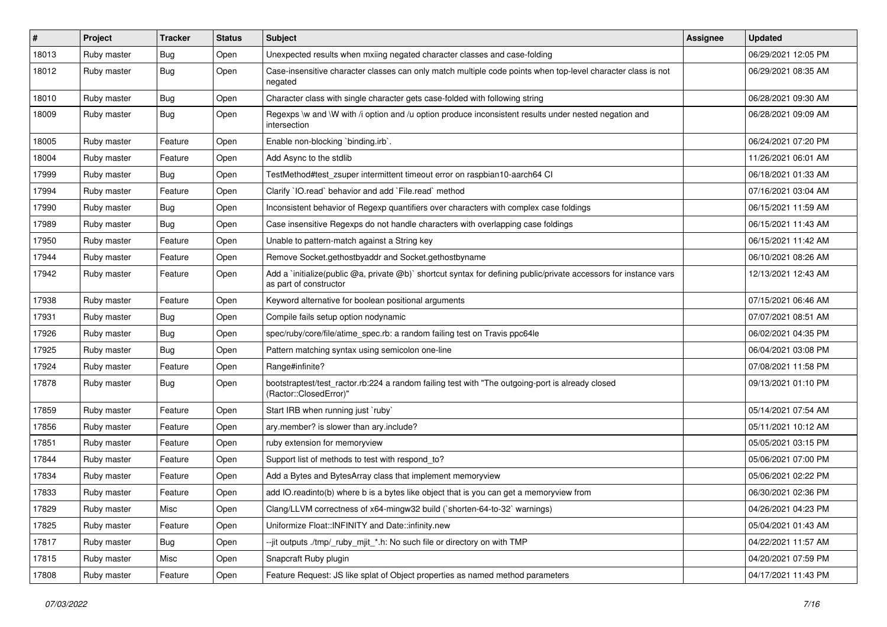| # | Project | Tracker | Status | Subject | Assignee | Updated |
|---|---|---|---|---|---|---|
| 18013 | Ruby master | Bug | Open | Unexpected results when mxiing negated character classes and case-folding | | 06/29/2021 12:05 PM |
| 18012 | Ruby master | Bug | Open | Case-insensitive character classes can only match multiple code points when top-level character class is not negated | | 06/29/2021 08:35 AM |
| 18010 | Ruby master | Bug | Open | Character class with single character gets case-folded with following string | | 06/28/2021 09:30 AM |
| 18009 | Ruby master | Bug | Open | Regexps \w and \W with /i option and /u option produce inconsistent results under nested negation and intersection | | 06/28/2021 09:09 AM |
| 18005 | Ruby master | Feature | Open | Enable non-blocking `binding.irb`. | | 06/24/2021 07:20 PM |
| 18004 | Ruby master | Feature | Open | Add Async to the stdlib | | 11/26/2021 06:01 AM |
| 17999 | Ruby master | Bug | Open | TestMethod#test_zsuper intermittent timeout error on raspbian10-aarch64 CI | | 06/18/2021 01:33 AM |
| 17994 | Ruby master | Feature | Open | Clarify `IO.read` behavior and add `File.read` method | | 07/16/2021 03:04 AM |
| 17990 | Ruby master | Bug | Open | Inconsistent behavior of Regexp quantifiers over characters with complex case foldings | | 06/15/2021 11:59 AM |
| 17989 | Ruby master | Bug | Open | Case insensitive Regexps do not handle characters with overlapping case foldings | | 06/15/2021 11:43 AM |
| 17950 | Ruby master | Feature | Open | Unable to pattern-match against a String key | | 06/15/2021 11:42 AM |
| 17944 | Ruby master | Feature | Open | Remove Socket.gethostbyaddr and Socket.gethostbyname | | 06/10/2021 08:26 AM |
| 17942 | Ruby master | Feature | Open | Add a `initialize(public @a, private @b)` shortcut syntax for defining public/private accessors for instance vars as part of constructor | | 12/13/2021 12:43 AM |
| 17938 | Ruby master | Feature | Open | Keyword alternative for boolean positional arguments | | 07/15/2021 06:46 AM |
| 17931 | Ruby master | Bug | Open | Compile fails setup option nodynamic | | 07/07/2021 08:51 AM |
| 17926 | Ruby master | Bug | Open | spec/ruby/core/file/atime_spec.rb: a random failing test on Travis ppc64le | | 06/02/2021 04:35 PM |
| 17925 | Ruby master | Bug | Open | Pattern matching syntax using semicolon one-line | | 06/04/2021 03:08 PM |
| 17924 | Ruby master | Feature | Open | Range#infinite? | | 07/08/2021 11:58 PM |
| 17878 | Ruby master | Bug | Open | bootstraptest/test_ractor.rb:224 a random failing test with "The outgoing-port is already closed (Ractor::ClosedError)" | | 09/13/2021 01:10 PM |
| 17859 | Ruby master | Feature | Open | Start IRB when running just `ruby` | | 05/14/2021 07:54 AM |
| 17856 | Ruby master | Feature | Open | ary.member? is slower than ary.include? | | 05/11/2021 10:12 AM |
| 17851 | Ruby master | Feature | Open | ruby extension for memoryview | | 05/05/2021 03:15 PM |
| 17844 | Ruby master | Feature | Open | Support list of methods to test with respond_to? | | 05/06/2021 07:00 PM |
| 17834 | Ruby master | Feature | Open | Add a Bytes and BytesArray class that implement memoryview | | 05/06/2021 02:22 PM |
| 17833 | Ruby master | Feature | Open | add IO.readinto(b) where b is a bytes like object that is you can get a memoryview from | | 06/30/2021 02:36 PM |
| 17829 | Ruby master | Misc | Open | Clang/LLVM correctness of x64-mingw32 build (`shorten-64-to-32` warnings) | | 04/26/2021 04:23 PM |
| 17825 | Ruby master | Feature | Open | Uniformize Float::INFINITY and Date::infinity.new | | 05/04/2021 01:43 AM |
| 17817 | Ruby master | Bug | Open | --jit outputs ./tmp/_ruby_mjit_*.h: No such file or directory on with TMP | | 04/22/2021 11:57 AM |
| 17815 | Ruby master | Misc | Open | Snapcraft Ruby plugin | | 04/20/2021 07:59 PM |
| 17808 | Ruby master | Feature | Open | Feature Request: JS like splat of Object properties as named method parameters | | 04/17/2021 11:43 PM |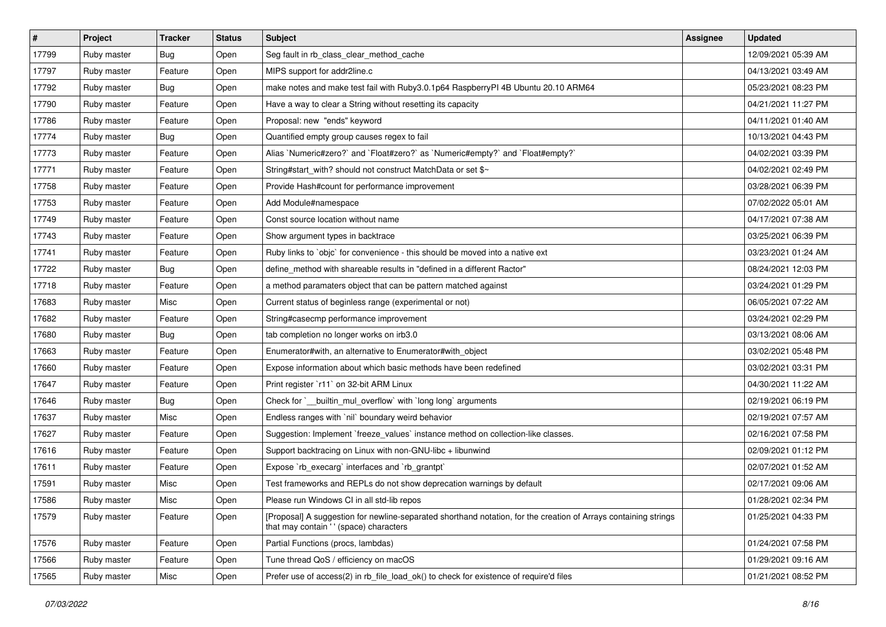| # | Project | Tracker | Status | Subject | Assignee | Updated |
|---|---|---|---|---|---|---|
| 17799 | Ruby master | Bug | Open | Seg fault in rb_class_clear_method_cache | | 12/09/2021 05:39 AM |
| 17797 | Ruby master | Feature | Open | MIPS support for addr2line.c | | 04/13/2021 03:49 AM |
| 17792 | Ruby master | Bug | Open | make notes and make test fail with Ruby3.0.1p64 RaspberryPI 4B Ubuntu 20.10 ARM64 | | 05/23/2021 08:23 PM |
| 17790 | Ruby master | Feature | Open | Have a way to clear a String without resetting its capacity | | 04/21/2021 11:27 PM |
| 17786 | Ruby master | Feature | Open | Proposal: new "ends" keyword | | 04/11/2021 01:40 AM |
| 17774 | Ruby master | Bug | Open | Quantified empty group causes regex to fail | | 10/13/2021 04:43 PM |
| 17773 | Ruby master | Feature | Open | Alias `Numeric#zero?` and `Float#zero?` as `Numeric#empty?` and `Float#empty?` | | 04/02/2021 03:39 PM |
| 17771 | Ruby master | Feature | Open | String#start_with? should not construct MatchData or set $~ | | 04/02/2021 02:49 PM |
| 17758 | Ruby master | Feature | Open | Provide Hash#count for performance improvement | | 03/28/2021 06:39 PM |
| 17753 | Ruby master | Feature | Open | Add Module#namespace | | 07/02/2022 05:01 AM |
| 17749 | Ruby master | Feature | Open | Const source location without name | | 04/17/2021 07:38 AM |
| 17743 | Ruby master | Feature | Open | Show argument types in backtrace | | 03/25/2021 06:39 PM |
| 17741 | Ruby master | Feature | Open | Ruby links to `objc` for convenience - this should be moved into a native ext | | 03/23/2021 01:24 AM |
| 17722 | Ruby master | Bug | Open | define_method with shareable results in "defined in a different Ractor" | | 08/24/2021 12:03 PM |
| 17718 | Ruby master | Feature | Open | a method paramaters object that can be pattern matched against | | 03/24/2021 01:29 PM |
| 17683 | Ruby master | Misc | Open | Current status of beginless range (experimental or not) | | 06/05/2021 07:22 AM |
| 17682 | Ruby master | Feature | Open | String#casecmp performance improvement | | 03/24/2021 02:29 PM |
| 17680 | Ruby master | Bug | Open | tab completion no longer works on irb3.0 | | 03/13/2021 08:06 AM |
| 17663 | Ruby master | Feature | Open | Enumerator#with, an alternative to Enumerator#with_object | | 03/02/2021 05:48 PM |
| 17660 | Ruby master | Feature | Open | Expose information about which basic methods have been redefined | | 03/02/2021 03:31 PM |
| 17647 | Ruby master | Feature | Open | Print register `r11` on 32-bit ARM Linux | | 04/30/2021 11:22 AM |
| 17646 | Ruby master | Bug | Open | Check for `__builtin_mul_overflow` with `long long` arguments | | 02/19/2021 06:19 PM |
| 17637 | Ruby master | Misc | Open | Endless ranges with `nil` boundary weird behavior | | 02/19/2021 07:57 AM |
| 17627 | Ruby master | Feature | Open | Suggestion: Implement `freeze_values` instance method on collection-like classes. | | 02/16/2021 07:58 PM |
| 17616 | Ruby master | Feature | Open | Support backtracing on Linux with non-GNU-libc + libunwind | | 02/09/2021 01:12 PM |
| 17611 | Ruby master | Feature | Open | Expose `rb_execarg` interfaces and `rb_grantpt` | | 02/07/2021 01:52 AM |
| 17591 | Ruby master | Misc | Open | Test frameworks and REPLs do not show deprecation warnings by default | | 02/17/2021 09:06 AM |
| 17586 | Ruby master | Misc | Open | Please run Windows CI in all std-lib repos | | 01/28/2021 02:34 PM |
| 17579 | Ruby master | Feature | Open | [Proposal] A suggestion for newline-separated shorthand notation, for the creation of Arrays containing strings that may contain ' ' (space) characters | | 01/25/2021 04:33 PM |
| 17576 | Ruby master | Feature | Open | Partial Functions (procs, lambdas) | | 01/24/2021 07:58 PM |
| 17566 | Ruby master | Feature | Open | Tune thread QoS / efficiency on macOS | | 01/29/2021 09:16 AM |
| 17565 | Ruby master | Misc | Open | Prefer use of access(2) in rb_file_load_ok() to check for existence of require'd files | | 01/21/2021 08:52 PM |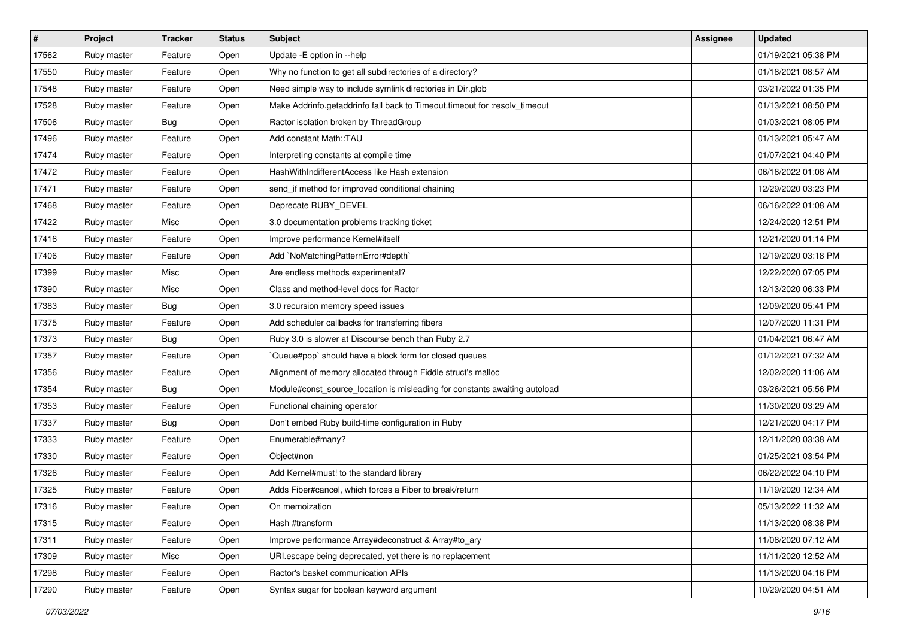| # | Project | Tracker | Status | Subject | Assignee | Updated |
|---|---|---|---|---|---|---|
| 17562 | Ruby master | Feature | Open | Update -E option in --help | | 01/19/2021 05:38 PM |
| 17550 | Ruby master | Feature | Open | Why no function to get all subdirectories of a directory? | | 01/18/2021 08:57 AM |
| 17548 | Ruby master | Feature | Open | Need simple way to include symlink directories in Dir.glob | | 03/21/2022 01:35 PM |
| 17528 | Ruby master | Feature | Open | Make Addrinfo.getaddrinfo fall back to Timeout.timeout for :resolv_timeout | | 01/13/2021 08:50 PM |
| 17506 | Ruby master | Bug | Open | Ractor isolation broken by ThreadGroup | | 01/03/2021 08:05 PM |
| 17496 | Ruby master | Feature | Open | Add constant Math::TAU | | 01/13/2021 05:47 AM |
| 17474 | Ruby master | Feature | Open | Interpreting constants at compile time | | 01/07/2021 04:40 PM |
| 17472 | Ruby master | Feature | Open | HashWithIndifferentAccess like Hash extension | | 06/16/2022 01:08 AM |
| 17471 | Ruby master | Feature | Open | send_if method for improved conditional chaining | | 12/29/2020 03:23 PM |
| 17468 | Ruby master | Feature | Open | Deprecate RUBY_DEVEL | | 06/16/2022 01:08 AM |
| 17422 | Ruby master | Misc | Open | 3.0 documentation problems tracking ticket | | 12/24/2020 12:51 PM |
| 17416 | Ruby master | Feature | Open | Improve performance Kernel#itself | | 12/21/2020 01:14 PM |
| 17406 | Ruby master | Feature | Open | Add `NoMatchingPatternError#depth` | | 12/19/2020 03:18 PM |
| 17399 | Ruby master | Misc | Open | Are endless methods experimental? | | 12/22/2020 07:05 PM |
| 17390 | Ruby master | Misc | Open | Class and method-level docs for Ractor | | 12/13/2020 06:33 PM |
| 17383 | Ruby master | Bug | Open | 3.0 recursion memory\|speed issues | | 12/09/2020 05:41 PM |
| 17375 | Ruby master | Feature | Open | Add scheduler callbacks for transferring fibers | | 12/07/2020 11:31 PM |
| 17373 | Ruby master | Bug | Open | Ruby 3.0 is slower at Discourse bench than Ruby 2.7 | | 01/04/2021 06:47 AM |
| 17357 | Ruby master | Feature | Open | `Queue#pop` should have a block form for closed queues | | 01/12/2021 07:32 AM |
| 17356 | Ruby master | Feature | Open | Alignment of memory allocated through Fiddle struct's malloc | | 12/02/2020 11:06 AM |
| 17354 | Ruby master | Bug | Open | Module#const_source_location is misleading for constants awaiting autoload | | 03/26/2021 05:56 PM |
| 17353 | Ruby master | Feature | Open | Functional chaining operator | | 11/30/2020 03:29 AM |
| 17337 | Ruby master | Bug | Open | Don't embed Ruby build-time configuration in Ruby | | 12/21/2020 04:17 PM |
| 17333 | Ruby master | Feature | Open | Enumerable#many? | | 12/11/2020 03:38 AM |
| 17330 | Ruby master | Feature | Open | Object#non | | 01/25/2021 03:54 PM |
| 17326 | Ruby master | Feature | Open | Add Kernel#must! to the standard library | | 06/22/2022 04:10 PM |
| 17325 | Ruby master | Feature | Open | Adds Fiber#cancel, which forces a Fiber to break/return | | 11/19/2020 12:34 AM |
| 17316 | Ruby master | Feature | Open | On memoization | | 05/13/2022 11:32 AM |
| 17315 | Ruby master | Feature | Open | Hash #transform | | 11/13/2020 08:38 PM |
| 17311 | Ruby master | Feature | Open | Improve performance Array#deconstruct & Array#to_ary | | 11/08/2020 07:12 AM |
| 17309 | Ruby master | Misc | Open | URI.escape being deprecated, yet there is no replacement | | 11/11/2020 12:52 AM |
| 17298 | Ruby master | Feature | Open | Ractor's basket communication APIs | | 11/13/2020 04:16 PM |
| 17290 | Ruby master | Feature | Open | Syntax sugar for boolean keyword argument | | 10/29/2020 04:51 AM |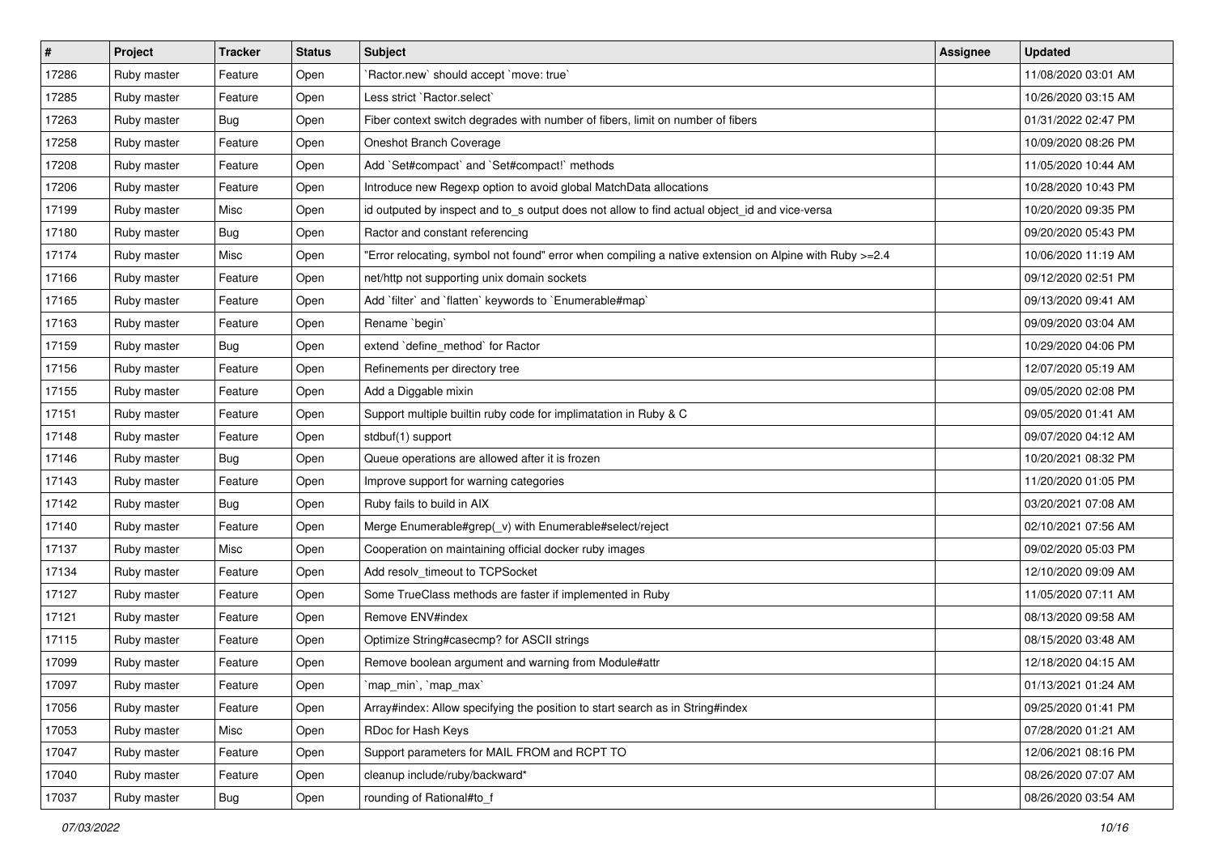| # | Project | Tracker | Status | Subject | Assignee | Updated |
|---|---|---|---|---|---|---|
| 17286 | Ruby master | Feature | Open | `Ractor.new` should accept `move: true` | | 11/08/2020 03:01 AM |
| 17285 | Ruby master | Feature | Open | Less strict `Ractor.select` | | 10/26/2020 03:15 AM |
| 17263 | Ruby master | Bug | Open | Fiber context switch degrades with number of fibers, limit on number of fibers | | 01/31/2022 02:47 PM |
| 17258 | Ruby master | Feature | Open | Oneshot Branch Coverage | | 10/09/2020 08:26 PM |
| 17208 | Ruby master | Feature | Open | Add `Set#compact` and `Set#compact!` methods | | 11/05/2020 10:44 AM |
| 17206 | Ruby master | Feature | Open | Introduce new Regexp option to avoid global MatchData allocations | | 10/28/2020 10:43 PM |
| 17199 | Ruby master | Misc | Open | id outputed by inspect and to_s output does not allow to find actual object_id and vice-versa | | 10/20/2020 09:35 PM |
| 17180 | Ruby master | Bug | Open | Ractor and constant referencing | | 09/20/2020 05:43 PM |
| 17174 | Ruby master | Misc | Open | "Error relocating, symbol not found" error when compiling a native extension on Alpine with Ruby >=2.4 | | 10/06/2020 11:19 AM |
| 17166 | Ruby master | Feature | Open | net/http not supporting unix domain sockets | | 09/12/2020 02:51 PM |
| 17165 | Ruby master | Feature | Open | Add `filter` and `flatten` keywords to `Enumerable#map` | | 09/13/2020 09:41 AM |
| 17163 | Ruby master | Feature | Open | Rename `begin` | | 09/09/2020 03:04 AM |
| 17159 | Ruby master | Bug | Open | extend `define_method` for Ractor | | 10/29/2020 04:06 PM |
| 17156 | Ruby master | Feature | Open | Refinements per directory tree | | 12/07/2020 05:19 AM |
| 17155 | Ruby master | Feature | Open | Add a Diggable mixin | | 09/05/2020 02:08 PM |
| 17151 | Ruby master | Feature | Open | Support multiple builtin ruby code for implimatation in Ruby & C | | 09/05/2020 01:41 AM |
| 17148 | Ruby master | Feature | Open | stdbuf(1) support | | 09/07/2020 04:12 AM |
| 17146 | Ruby master | Bug | Open | Queue operations are allowed after it is frozen | | 10/20/2021 08:32 PM |
| 17143 | Ruby master | Feature | Open | Improve support for warning categories | | 11/20/2020 01:05 PM |
| 17142 | Ruby master | Bug | Open | Ruby fails to build in AIX | | 03/20/2021 07:08 AM |
| 17140 | Ruby master | Feature | Open | Merge Enumerable#grep(_v) with Enumerable#select/reject | | 02/10/2021 07:56 AM |
| 17137 | Ruby master | Misc | Open | Cooperation on maintaining official docker ruby images | | 09/02/2020 05:03 PM |
| 17134 | Ruby master | Feature | Open | Add resolv_timeout to TCPSocket | | 12/10/2020 09:09 AM |
| 17127 | Ruby master | Feature | Open | Some TrueClass methods are faster if implemented in Ruby | | 11/05/2020 07:11 AM |
| 17121 | Ruby master | Feature | Open | Remove ENV#index | | 08/13/2020 09:58 AM |
| 17115 | Ruby master | Feature | Open | Optimize String#casecmp? for ASCII strings | | 08/15/2020 03:48 AM |
| 17099 | Ruby master | Feature | Open | Remove boolean argument and warning from Module#attr | | 12/18/2020 04:15 AM |
| 17097 | Ruby master | Feature | Open | `map_min`, `map_max` | | 01/13/2021 01:24 AM |
| 17056 | Ruby master | Feature | Open | Array#index: Allow specifying the position to start search as in String#index | | 09/25/2020 01:41 PM |
| 17053 | Ruby master | Misc | Open | RDoc for Hash Keys | | 07/28/2020 01:21 AM |
| 17047 | Ruby master | Feature | Open | Support parameters for MAIL FROM and RCPT TO | | 12/06/2021 08:16 PM |
| 17040 | Ruby master | Feature | Open | cleanup include/ruby/backward* | | 08/26/2020 07:07 AM |
| 17037 | Ruby master | Bug | Open | rounding of Rational#to_f | | 08/26/2020 03:54 AM |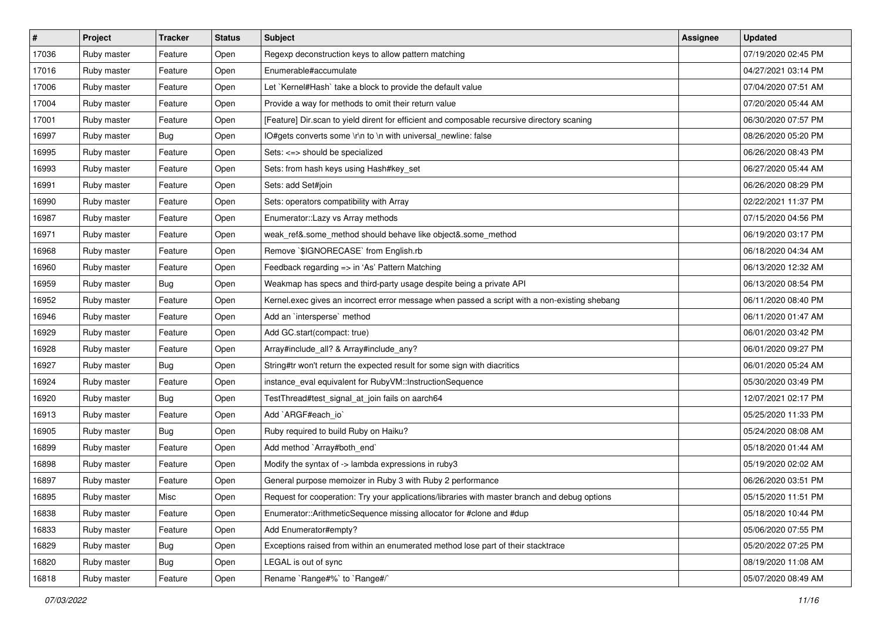| # | Project | Tracker | Status | Subject | Assignee | Updated |
|---|---|---|---|---|---|---|
| 17036 | Ruby master | Feature | Open | Regexp deconstruction keys to allow pattern matching | | 07/19/2020 02:45 PM |
| 17016 | Ruby master | Feature | Open | Enumerable#accumulate | | 04/27/2021 03:14 PM |
| 17006 | Ruby master | Feature | Open | Let `Kernel#Hash` take a block to provide the default value | | 07/04/2020 07:51 AM |
| 17004 | Ruby master | Feature | Open | Provide a way for methods to omit their return value | | 07/20/2020 05:44 AM |
| 17001 | Ruby master | Feature | Open | [Feature] Dir.scan to yield dirent for efficient and composable recursive directory scaning | | 06/30/2020 07:57 PM |
| 16997 | Ruby master | Bug | Open | IO#gets converts some \r\n to \n with universal_newline: false | | 08/26/2020 05:20 PM |
| 16995 | Ruby master | Feature | Open | Sets: <=> should be specialized | | 06/26/2020 08:43 PM |
| 16993 | Ruby master | Feature | Open | Sets: from hash keys using Hash#key_set | | 06/27/2020 05:44 AM |
| 16991 | Ruby master | Feature | Open | Sets: add Set#join | | 06/26/2020 08:29 PM |
| 16990 | Ruby master | Feature | Open | Sets: operators compatibility with Array | | 02/22/2021 11:37 PM |
| 16987 | Ruby master | Feature | Open | Enumerator::Lazy vs Array methods | | 07/15/2020 04:56 PM |
| 16971 | Ruby master | Feature | Open | weak_ref&.some_method should behave like object&.some_method | | 06/19/2020 03:17 PM |
| 16968 | Ruby master | Feature | Open | Remove `$IGNORECASE` from English.rb | | 06/18/2020 04:34 AM |
| 16960 | Ruby master | Feature | Open | Feedback regarding => in 'As' Pattern Matching | | 06/13/2020 12:32 AM |
| 16959 | Ruby master | Bug | Open | Weakmap has specs and third-party usage despite being a private API | | 06/13/2020 08:54 PM |
| 16952 | Ruby master | Feature | Open | Kernel.exec gives an incorrect error message when passed a script with a non-existing shebang | | 06/11/2020 08:40 PM |
| 16946 | Ruby master | Feature | Open | Add an `intersperse` method | | 06/11/2020 01:47 AM |
| 16929 | Ruby master | Feature | Open | Add GC.start(compact: true) | | 06/01/2020 03:42 PM |
| 16928 | Ruby master | Feature | Open | Array#include_all? & Array#include_any? | | 06/01/2020 09:27 PM |
| 16927 | Ruby master | Bug | Open | String#tr won't return the expected result for some sign with diacritics | | 06/01/2020 05:24 AM |
| 16924 | Ruby master | Feature | Open | instance_eval equivalent for RubyVM::InstructionSequence | | 05/30/2020 03:49 PM |
| 16920 | Ruby master | Bug | Open | TestThread#test_signal_at_join fails on aarch64 | | 12/07/2021 02:17 PM |
| 16913 | Ruby master | Feature | Open | Add `ARGF#each_io` | | 05/25/2020 11:33 PM |
| 16905 | Ruby master | Bug | Open | Ruby required to build Ruby on Haiku? | | 05/24/2020 08:08 AM |
| 16899 | Ruby master | Feature | Open | Add method `Array#both_end` | | 05/18/2020 01:44 AM |
| 16898 | Ruby master | Feature | Open | Modify the syntax of -> lambda expressions in ruby3 | | 05/19/2020 02:02 AM |
| 16897 | Ruby master | Feature | Open | General purpose memoizer in Ruby 3 with Ruby 2 performance | | 06/26/2020 03:51 PM |
| 16895 | Ruby master | Misc | Open | Request for cooperation: Try your applications/libraries with master branch and debug options | | 05/15/2020 11:51 PM |
| 16838 | Ruby master | Feature | Open | Enumerator::ArithmeticSequence missing allocator for #clone and #dup | | 05/18/2020 10:44 PM |
| 16833 | Ruby master | Feature | Open | Add Enumerator#empty? | | 05/06/2020 07:55 PM |
| 16829 | Ruby master | Bug | Open | Exceptions raised from within an enumerated method lose part of their stacktrace | | 05/20/2022 07:25 PM |
| 16820 | Ruby master | Bug | Open | LEGAL is out of sync | | 08/19/2020 11:08 AM |
| 16818 | Ruby master | Feature | Open | Rename `Range#%` to `Range#/` | | 05/07/2020 08:49 AM |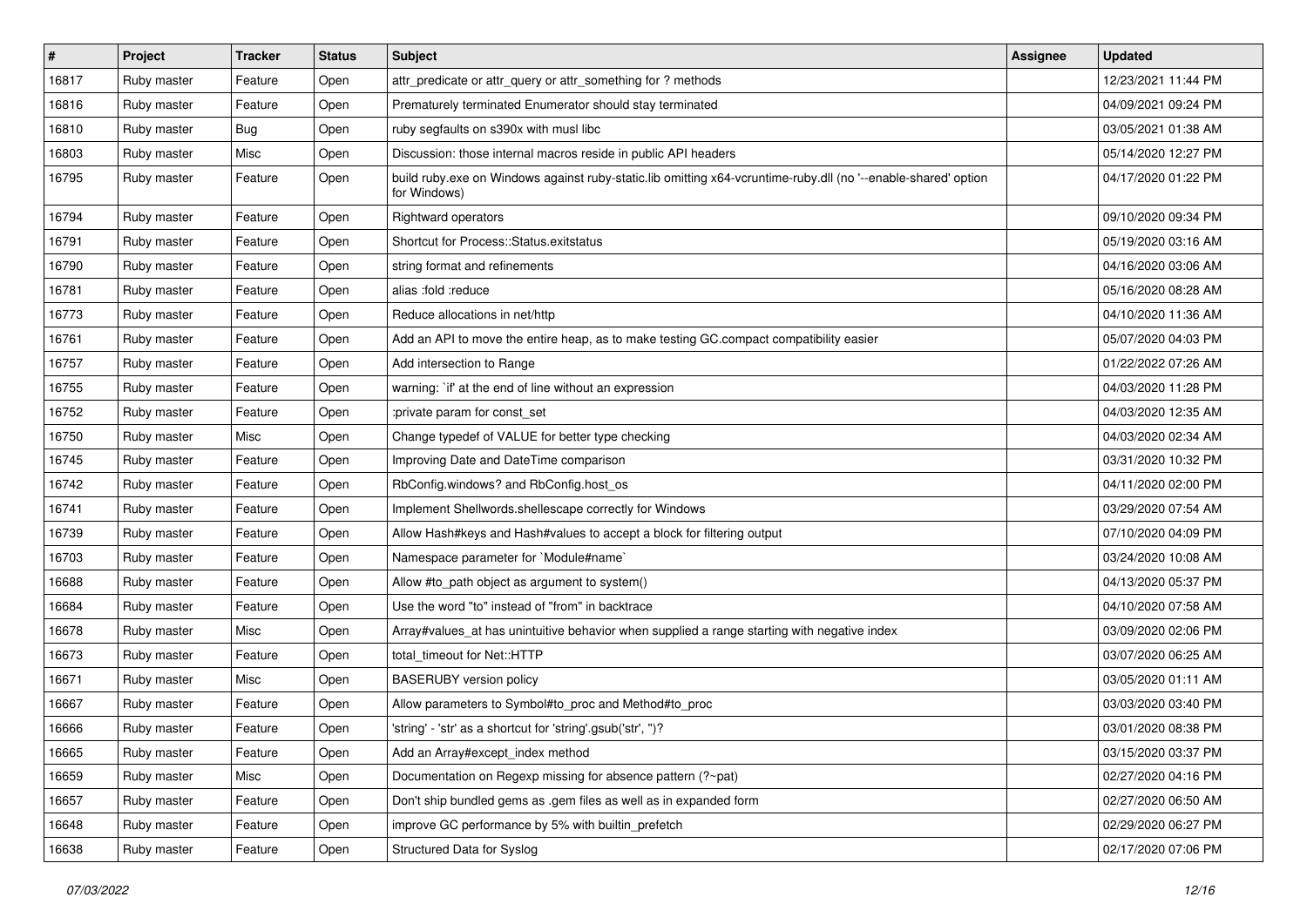| # | Project | Tracker | Status | Subject | Assignee | Updated |
|---|---|---|---|---|---|---|
| 16817 | Ruby master | Feature | Open | attr_predicate or attr_query or attr_something for ? methods | | 12/23/2021 11:44 PM |
| 16816 | Ruby master | Feature | Open | Prematurely terminated Enumerator should stay terminated | | 04/09/2021 09:24 PM |
| 16810 | Ruby master | Bug | Open | ruby segfaults on s390x with musl libc | | 03/05/2021 01:38 AM |
| 16803 | Ruby master | Misc | Open | Discussion: those internal macros reside in public API headers | | 05/14/2020 12:27 PM |
| 16795 | Ruby master | Feature | Open | build ruby.exe on Windows against ruby-static.lib omitting x64-vcruntime-ruby.dll (no '--enable-shared' option for Windows) | | 04/17/2020 01:22 PM |
| 16794 | Ruby master | Feature | Open | Rightward operators | | 09/10/2020 09:34 PM |
| 16791 | Ruby master | Feature | Open | Shortcut for Process::Status.exitstatus | | 05/19/2020 03:16 AM |
| 16790 | Ruby master | Feature | Open | string format and refinements | | 04/16/2020 03:06 AM |
| 16781 | Ruby master | Feature | Open | alias :fold :reduce | | 05/16/2020 08:28 AM |
| 16773 | Ruby master | Feature | Open | Reduce allocations in net/http | | 04/10/2020 11:36 AM |
| 16761 | Ruby master | Feature | Open | Add an API to move the entire heap, as to make testing GC.compact compatibility easier | | 05/07/2020 04:03 PM |
| 16757 | Ruby master | Feature | Open | Add intersection to Range | | 01/22/2022 07:26 AM |
| 16755 | Ruby master | Feature | Open | warning: `if' at the end of line without an expression | | 04/03/2020 11:28 PM |
| 16752 | Ruby master | Feature | Open | :private param for const_set | | 04/03/2020 12:35 AM |
| 16750 | Ruby master | Misc | Open | Change typedef of VALUE for better type checking | | 04/03/2020 02:34 AM |
| 16745 | Ruby master | Feature | Open | Improving Date and DateTime comparison | | 03/31/2020 10:32 PM |
| 16742 | Ruby master | Feature | Open | RbConfig.windows? and RbConfig.host_os | | 04/11/2020 02:00 PM |
| 16741 | Ruby master | Feature | Open | Implement Shellwords.shellescape correctly for Windows | | 03/29/2020 07:54 AM |
| 16739 | Ruby master | Feature | Open | Allow Hash#keys and Hash#values to accept a block for filtering output | | 07/10/2020 04:09 PM |
| 16703 | Ruby master | Feature | Open | Namespace parameter for `Module#name` | | 03/24/2020 10:08 AM |
| 16688 | Ruby master | Feature | Open | Allow #to_path object as argument to system() | | 04/13/2020 05:37 PM |
| 16684 | Ruby master | Feature | Open | Use the word "to" instead of "from" in backtrace | | 04/10/2020 07:58 AM |
| 16678 | Ruby master | Misc | Open | Array#values_at has unintuitive behavior when supplied a range starting with negative index | | 03/09/2020 02:06 PM |
| 16673 | Ruby master | Feature | Open | total_timeout for Net::HTTP | | 03/07/2020 06:25 AM |
| 16671 | Ruby master | Misc | Open | BASERUBY version policy | | 03/05/2020 01:11 AM |
| 16667 | Ruby master | Feature | Open | Allow parameters to Symbol#to_proc and Method#to_proc | | 03/03/2020 03:40 PM |
| 16666 | Ruby master | Feature | Open | 'string' - 'str' as a shortcut for 'string'.gsub('str', '')? | | 03/01/2020 08:38 PM |
| 16665 | Ruby master | Feature | Open | Add an Array#except_index method | | 03/15/2020 03:37 PM |
| 16659 | Ruby master | Misc | Open | Documentation on Regexp missing for absence pattern (?~pat) | | 02/27/2020 04:16 PM |
| 16657 | Ruby master | Feature | Open | Don't ship bundled gems as .gem files as well as in expanded form | | 02/27/2020 06:50 AM |
| 16648 | Ruby master | Feature | Open | improve GC performance by 5% with builtin_prefetch | | 02/29/2020 06:27 PM |
| 16638 | Ruby master | Feature | Open | Structured Data for Syslog | | 02/17/2020 07:06 PM |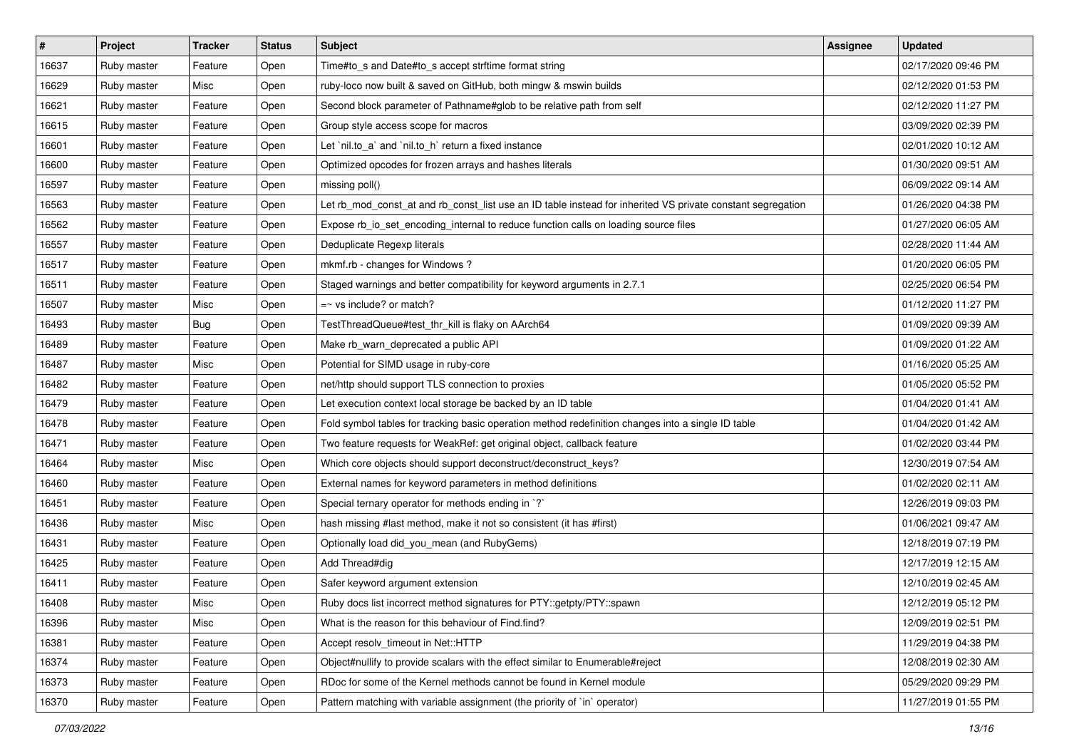| # | Project | Tracker | Status | Subject | Assignee | Updated |
|---|---|---|---|---|---|---|
| 16637 | Ruby master | Feature | Open | Time#to_s and Date#to_s accept strftime format string | | 02/17/2020 09:46 PM |
| 16629 | Ruby master | Misc | Open | ruby-loco now built & saved on GitHub, both mingw & mswin builds | | 02/12/2020 01:53 PM |
| 16621 | Ruby master | Feature | Open | Second block parameter of Pathname#glob to be relative path from self | | 02/12/2020 11:27 PM |
| 16615 | Ruby master | Feature | Open | Group style access scope for macros | | 03/09/2020 02:39 PM |
| 16601 | Ruby master | Feature | Open | Let `nil.to_a` and `nil.to_h` return a fixed instance | | 02/01/2020 10:12 AM |
| 16600 | Ruby master | Feature | Open | Optimized opcodes for frozen arrays and hashes literals | | 01/30/2020 09:51 AM |
| 16597 | Ruby master | Feature | Open | missing poll() | | 06/09/2022 09:14 AM |
| 16563 | Ruby master | Feature | Open | Let rb_mod_const_at and rb_const_list use an ID table instead for inherited VS private constant segregation | | 01/26/2020 04:38 PM |
| 16562 | Ruby master | Feature | Open | Expose rb_io_set_encoding_internal to reduce function calls on loading source files | | 01/27/2020 06:05 AM |
| 16557 | Ruby master | Feature | Open | Deduplicate Regexp literals | | 02/28/2020 11:44 AM |
| 16517 | Ruby master | Feature | Open | mkmf.rb - changes for Windows ? | | 01/20/2020 06:05 PM |
| 16511 | Ruby master | Feature | Open | Staged warnings and better compatibility for keyword arguments in 2.7.1 | | 02/25/2020 06:54 PM |
| 16507 | Ruby master | Misc | Open | =~ vs include? or match? | | 01/12/2020 11:27 PM |
| 16493 | Ruby master | Bug | Open | TestThreadQueue#test_thr_kill is flaky on AArch64 | | 01/09/2020 09:39 AM |
| 16489 | Ruby master | Feature | Open | Make rb_warn_deprecated a public API | | 01/09/2020 01:22 AM |
| 16487 | Ruby master | Misc | Open | Potential for SIMD usage in ruby-core | | 01/16/2020 05:25 AM |
| 16482 | Ruby master | Feature | Open | net/http should support TLS connection to proxies | | 01/05/2020 05:52 PM |
| 16479 | Ruby master | Feature | Open | Let execution context local storage be backed by an ID table | | 01/04/2020 01:41 AM |
| 16478 | Ruby master | Feature | Open | Fold symbol tables for tracking basic operation method redefinition changes into a single ID table | | 01/04/2020 01:42 AM |
| 16471 | Ruby master | Feature | Open | Two feature requests for WeakRef: get original object, callback feature | | 01/02/2020 03:44 PM |
| 16464 | Ruby master | Misc | Open | Which core objects should support deconstruct/deconstruct_keys? | | 12/30/2019 07:54 AM |
| 16460 | Ruby master | Feature | Open | External names for keyword parameters in method definitions | | 01/02/2020 02:11 AM |
| 16451 | Ruby master | Feature | Open | Special ternary operator for methods ending in `?` | | 12/26/2019 09:03 PM |
| 16436 | Ruby master | Misc | Open | hash missing #last method, make it not so consistent (it has #first) | | 01/06/2021 09:47 AM |
| 16431 | Ruby master | Feature | Open | Optionally load did_you_mean (and RubyGems) | | 12/18/2019 07:19 PM |
| 16425 | Ruby master | Feature | Open | Add Thread#dig | | 12/17/2019 12:15 AM |
| 16411 | Ruby master | Feature | Open | Safer keyword argument extension | | 12/10/2019 02:45 AM |
| 16408 | Ruby master | Misc | Open | Ruby docs list incorrect method signatures for PTY::getpty/PTY::spawn | | 12/12/2019 05:12 PM |
| 16396 | Ruby master | Misc | Open | What is the reason for this behaviour of Find.find? | | 12/09/2019 02:51 PM |
| 16381 | Ruby master | Feature | Open | Accept resolv_timeout in Net::HTTP | | 11/29/2019 04:38 PM |
| 16374 | Ruby master | Feature | Open | Object#nullify to provide scalars with the effect similar to Enumerable#reject | | 12/08/2019 02:30 AM |
| 16373 | Ruby master | Feature | Open | RDoc for some of the Kernel methods cannot be found in Kernel module | | 05/29/2020 09:29 PM |
| 16370 | Ruby master | Feature | Open | Pattern matching with variable assignment (the priority of `in` operator) | | 11/27/2019 01:55 PM |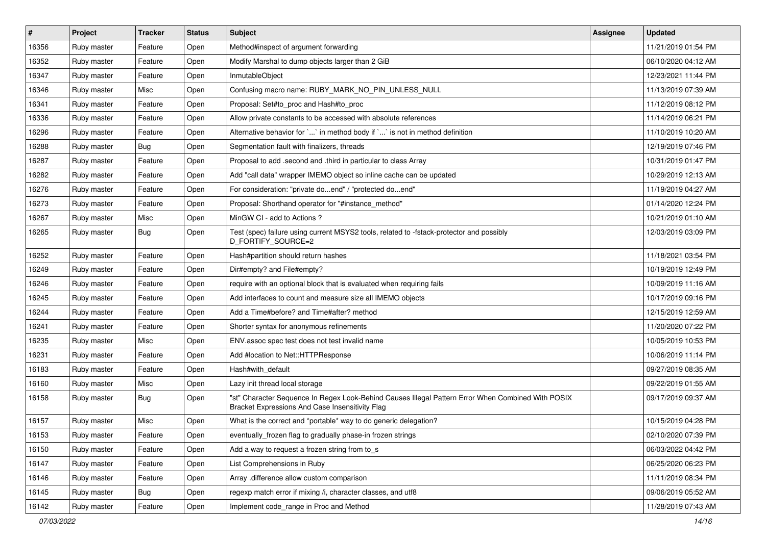| # | Project | Tracker | Status | Subject | Assignee | Updated |
|---|---|---|---|---|---|---|
| 16356 | Ruby master | Feature | Open | Method#inspect of argument forwarding | | 11/21/2019 01:54 PM |
| 16352 | Ruby master | Feature | Open | Modify Marshal to dump objects larger than 2 GiB | | 06/10/2020 04:12 AM |
| 16347 | Ruby master | Feature | Open | InmutableObject | | 12/23/2021 11:44 PM |
| 16346 | Ruby master | Misc | Open | Confusing macro name: RUBY_MARK_NO_PIN_UNLESS_NULL | | 11/13/2019 07:39 AM |
| 16341 | Ruby master | Feature | Open | Proposal: Set#to_proc and Hash#to_proc | | 11/12/2019 08:12 PM |
| 16336 | Ruby master | Feature | Open | Allow private constants to be accessed with absolute references | | 11/14/2019 06:21 PM |
| 16296 | Ruby master | Feature | Open | Alternative behavior for `...` in method body if `...` is not in method definition | | 11/10/2019 10:20 AM |
| 16288 | Ruby master | Bug | Open | Segmentation fault with finalizers, threads | | 12/19/2019 07:46 PM |
| 16287 | Ruby master | Feature | Open | Proposal to add .second and .third in particular to class Array | | 10/31/2019 01:47 PM |
| 16282 | Ruby master | Feature | Open | Add "call data" wrapper IMEMO object so inline cache can be updated | | 10/29/2019 12:13 AM |
| 16276 | Ruby master | Feature | Open | For consideration: "private do...end" / "protected do...end" | | 11/19/2019 04:27 AM |
| 16273 | Ruby master | Feature | Open | Proposal: Shorthand operator for "#instance_method" | | 01/14/2020 12:24 PM |
| 16267 | Ruby master | Misc | Open | MinGW CI - add to Actions ? | | 10/21/2019 01:10 AM |
| 16265 | Ruby master | Bug | Open | Test (spec) failure using current MSYS2 tools, related to -fstack-protector and possibly D_FORTIFY_SOURCE=2 | | 12/03/2019 03:09 PM |
| 16252 | Ruby master | Feature | Open | Hash#partition should return hashes | | 11/18/2021 03:54 PM |
| 16249 | Ruby master | Feature | Open | Dir#empty? and File#empty? | | 10/19/2019 12:49 PM |
| 16246 | Ruby master | Feature | Open | require with an optional block that is evaluated when requiring fails | | 10/09/2019 11:16 AM |
| 16245 | Ruby master | Feature | Open | Add interfaces to count and measure size all IMEMO objects | | 10/17/2019 09:16 PM |
| 16244 | Ruby master | Feature | Open | Add a Time#before? and Time#after? method | | 12/15/2019 12:59 AM |
| 16241 | Ruby master | Feature | Open | Shorter syntax for anonymous refinements | | 11/20/2020 07:22 PM |
| 16235 | Ruby master | Misc | Open | ENV.assoc spec test does not test invalid name | | 10/05/2019 10:53 PM |
| 16231 | Ruby master | Feature | Open | Add #location to Net::HTTPResponse | | 10/06/2019 11:14 PM |
| 16183 | Ruby master | Feature | Open | Hash#with_default | | 09/27/2019 08:35 AM |
| 16160 | Ruby master | Misc | Open | Lazy init thread local storage | | 09/22/2019 01:55 AM |
| 16158 | Ruby master | Bug | Open | "st" Character Sequence In Regex Look-Behind Causes Illegal Pattern Error When Combined With POSIX Bracket Expressions And Case Insensitivity Flag | | 09/17/2019 09:37 AM |
| 16157 | Ruby master | Misc | Open | What is the correct and *portable* way to do generic delegation? | | 10/15/2019 04:28 PM |
| 16153 | Ruby master | Feature | Open | eventually_frozen flag to gradually phase-in frozen strings | | 02/10/2020 07:39 PM |
| 16150 | Ruby master | Feature | Open | Add a way to request a frozen string from to_s | | 06/03/2022 04:42 PM |
| 16147 | Ruby master | Feature | Open | List Comprehensions in Ruby | | 06/25/2020 06:23 PM |
| 16146 | Ruby master | Feature | Open | Array .difference allow custom comparison | | 11/11/2019 08:34 PM |
| 16145 | Ruby master | Bug | Open | regexp match error if mixing /i, character classes, and utf8 | | 09/06/2019 05:52 AM |
| 16142 | Ruby master | Feature | Open | Implement code_range in Proc and Method | | 11/28/2019 07:43 AM |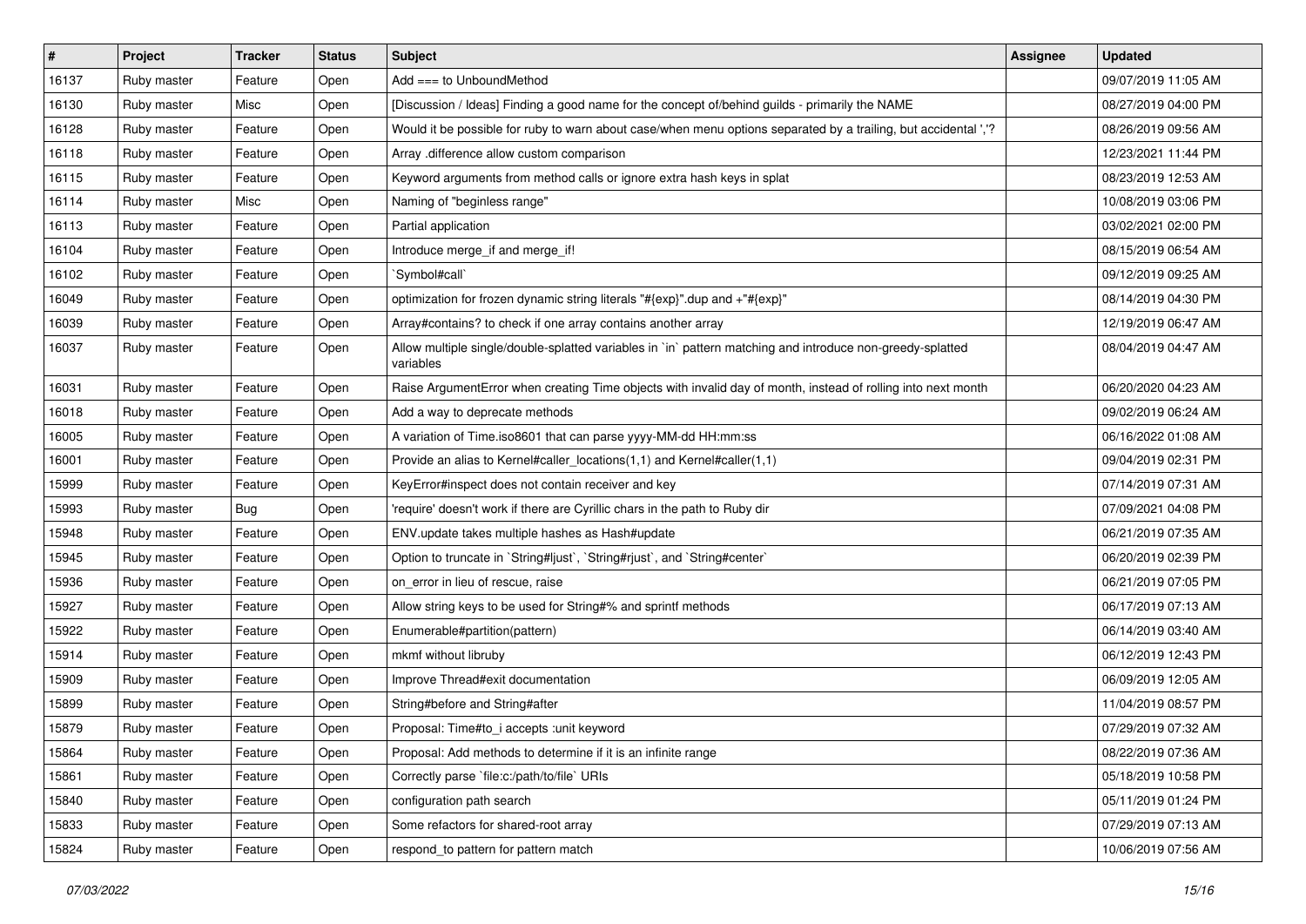| # | Project | Tracker | Status | Subject | Assignee | Updated |
|---|---|---|---|---|---|---|
| 16137 | Ruby master | Feature | Open | Add === to UnboundMethod | | 09/07/2019 11:05 AM |
| 16130 | Ruby master | Misc | Open | [Discussion / Ideas] Finding a good name for the concept of/behind guilds - primarily the NAME | | 08/27/2019 04:00 PM |
| 16128 | Ruby master | Feature | Open | Would it be possible for ruby to warn about case/when menu options separated by a trailing, but accidental ','? | | 08/26/2019 09:56 AM |
| 16118 | Ruby master | Feature | Open | Array .difference allow custom comparison | | 12/23/2021 11:44 PM |
| 16115 | Ruby master | Feature | Open | Keyword arguments from method calls or ignore extra hash keys in splat | | 08/23/2019 12:53 AM |
| 16114 | Ruby master | Misc | Open | Naming of "beginless range" | | 10/08/2019 03:06 PM |
| 16113 | Ruby master | Feature | Open | Partial application | | 03/02/2021 02:00 PM |
| 16104 | Ruby master | Feature | Open | Introduce merge_if and merge_if! | | 08/15/2019 06:54 AM |
| 16102 | Ruby master | Feature | Open | `Symbol#call` | | 09/12/2019 09:25 AM |
| 16049 | Ruby master | Feature | Open | optimization for frozen dynamic string literals "#{exp}".dup and +"#{exp}" | | 08/14/2019 04:30 PM |
| 16039 | Ruby master | Feature | Open | Array#contains? to check if one array contains another array | | 12/19/2019 06:47 AM |
| 16037 | Ruby master | Feature | Open | Allow multiple single/double-splatted variables in `in` pattern matching and introduce non-greedy-splatted variables | | 08/04/2019 04:47 AM |
| 16031 | Ruby master | Feature | Open | Raise ArgumentError when creating Time objects with invalid day of month, instead of rolling into next month | | 06/20/2020 04:23 AM |
| 16018 | Ruby master | Feature | Open | Add a way to deprecate methods | | 09/02/2019 06:24 AM |
| 16005 | Ruby master | Feature | Open | A variation of Time.iso8601 that can parse yyyy-MM-dd HH:mm:ss | | 06/16/2022 01:08 AM |
| 16001 | Ruby master | Feature | Open | Provide an alias to Kernel#caller_locations(1,1) and Kernel#caller(1,1) | | 09/04/2019 02:31 PM |
| 15999 | Ruby master | Feature | Open | KeyError#inspect does not contain receiver and key | | 07/14/2019 07:31 AM |
| 15993 | Ruby master | Bug | Open | 'require' doesn't work if there are Cyrillic chars in the path to Ruby dir | | 07/09/2021 04:08 PM |
| 15948 | Ruby master | Feature | Open | ENV.update takes multiple hashes as Hash#update | | 06/21/2019 07:35 AM |
| 15945 | Ruby master | Feature | Open | Option to truncate in `String#ljust`, `String#rjust`, and `String#center` | | 06/20/2019 02:39 PM |
| 15936 | Ruby master | Feature | Open | on_error in lieu of rescue, raise | | 06/21/2019 07:05 PM |
| 15927 | Ruby master | Feature | Open | Allow string keys to be used for String#% and sprintf methods | | 06/17/2019 07:13 AM |
| 15922 | Ruby master | Feature | Open | Enumerable#partition(pattern) | | 06/14/2019 03:40 AM |
| 15914 | Ruby master | Feature | Open | mkmf without libruby | | 06/12/2019 12:43 PM |
| 15909 | Ruby master | Feature | Open | Improve Thread#exit documentation | | 06/09/2019 12:05 AM |
| 15899 | Ruby master | Feature | Open | String#before and String#after | | 11/04/2019 08:57 PM |
| 15879 | Ruby master | Feature | Open | Proposal: Time#to_i accepts :unit keyword | | 07/29/2019 07:32 AM |
| 15864 | Ruby master | Feature | Open | Proposal: Add methods to determine if it is an infinite range | | 08/22/2019 07:36 AM |
| 15861 | Ruby master | Feature | Open | Correctly parse `file:c:/path/to/file` URIs | | 05/18/2019 10:58 PM |
| 15840 | Ruby master | Feature | Open | configuration path search | | 05/11/2019 01:24 PM |
| 15833 | Ruby master | Feature | Open | Some refactors for shared-root array | | 07/29/2019 07:13 AM |
| 15824 | Ruby master | Feature | Open | respond_to pattern for pattern match | | 10/06/2019 07:56 AM |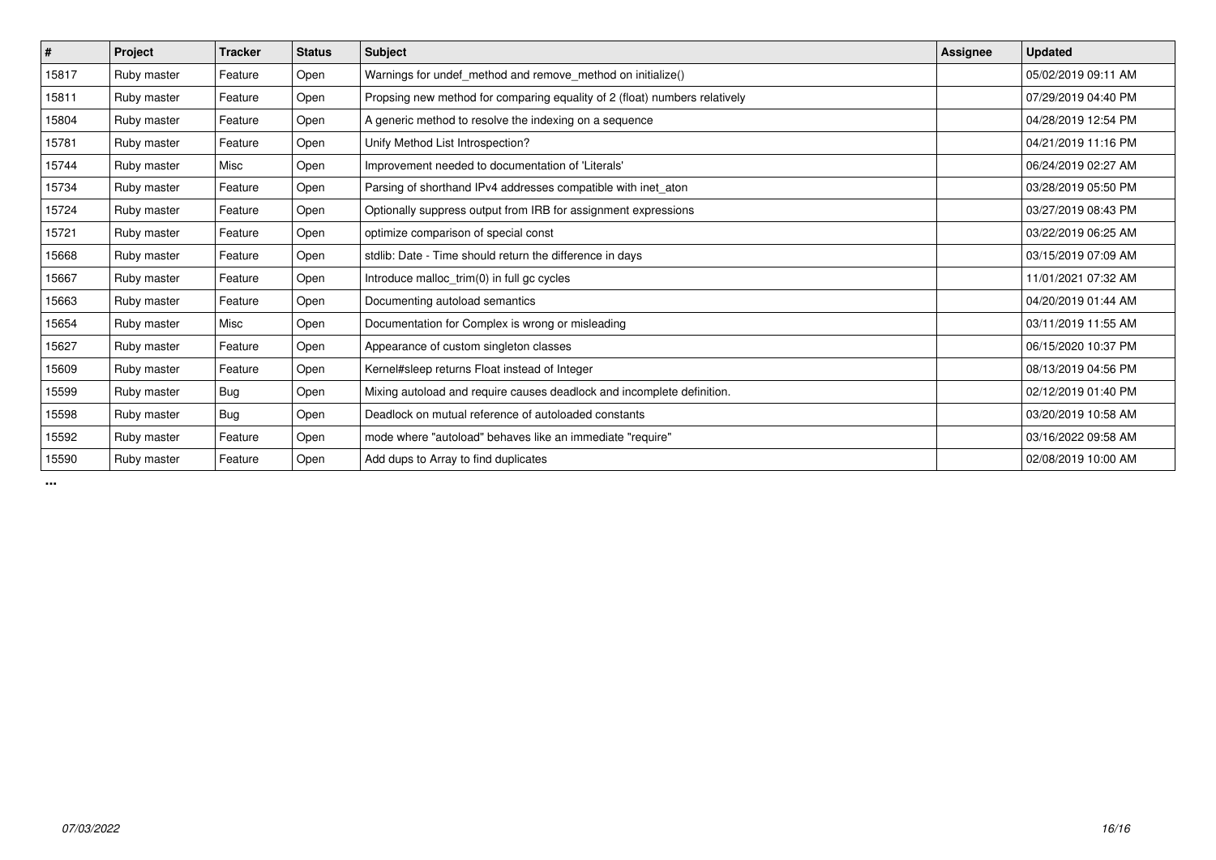| # | Project | Tracker | Status | Subject | Assignee | Updated |
|---|---|---|---|---|---|---|
| 15817 | Ruby master | Feature | Open | Warnings for undef_method and remove_method on initialize() | | 05/02/2019 09:11 AM |
| 15811 | Ruby master | Feature | Open | Propsing new method for comparing equality of 2 (float) numbers relatively | | 07/29/2019 04:40 PM |
| 15804 | Ruby master | Feature | Open | A generic method to resolve the indexing on a sequence | | 04/28/2019 12:54 PM |
| 15781 | Ruby master | Feature | Open | Unify Method List Introspection? | | 04/21/2019 11:16 PM |
| 15744 | Ruby master | Misc | Open | Improvement needed to documentation of 'Literals' | | 06/24/2019 02:27 AM |
| 15734 | Ruby master | Feature | Open | Parsing of shorthand IPv4 addresses compatible with inet_aton | | 03/28/2019 05:50 PM |
| 15724 | Ruby master | Feature | Open | Optionally suppress output from IRB for assignment expressions | | 03/27/2019 08:43 PM |
| 15721 | Ruby master | Feature | Open | optimize comparison of special const | | 03/22/2019 06:25 AM |
| 15668 | Ruby master | Feature | Open | stdlib: Date - Time should return the difference in days | | 03/15/2019 07:09 AM |
| 15667 | Ruby master | Feature | Open | Introduce malloc_trim(0) in full gc cycles | | 11/01/2021 07:32 AM |
| 15663 | Ruby master | Feature | Open | Documenting autoload semantics | | 04/20/2019 01:44 AM |
| 15654 | Ruby master | Misc | Open | Documentation for Complex is wrong or misleading | | 03/11/2019 11:55 AM |
| 15627 | Ruby master | Feature | Open | Appearance of custom singleton classes | | 06/15/2020 10:37 PM |
| 15609 | Ruby master | Feature | Open | Kernel#sleep returns Float instead of Integer | | 08/13/2019 04:56 PM |
| 15599 | Ruby master | Bug | Open | Mixing autoload and require causes deadlock and incomplete definition. | | 02/12/2019 01:40 PM |
| 15598 | Ruby master | Bug | Open | Deadlock on mutual reference of autoloaded constants | | 03/20/2019 10:58 AM |
| 15592 | Ruby master | Feature | Open | mode where "autoload" behaves like an immediate "require" | | 03/16/2022 09:58 AM |
| 15590 | Ruby master | Feature | Open | Add dups to Array to find duplicates | | 02/08/2019 10:00 AM |

...